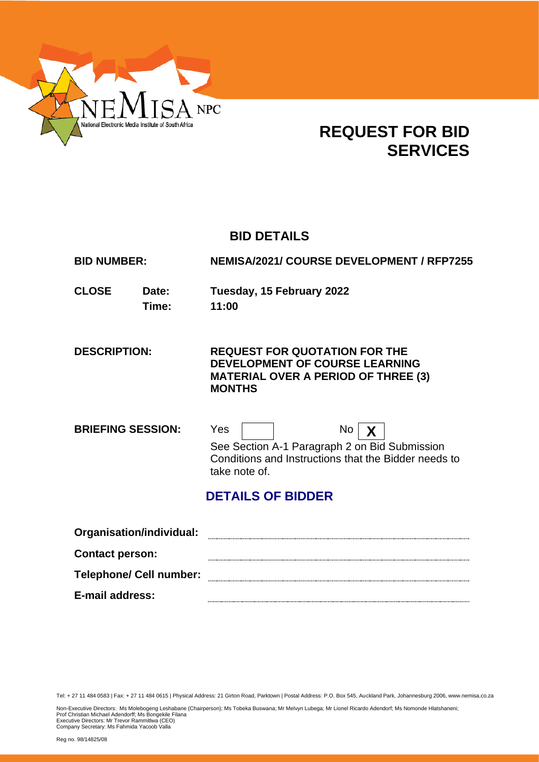NEMISA NPC

National Electronic Media Institute of South Africa

# REQUEST FOR BID SERVICES

## BID DETAILS

| | | |
|---|---|---|
| **BID NUMBER:** | | **NEMISA/2021/ COURSE DEVELOPMENT / RFP7255** |
| **CLOSE** | **Date:** | **Tuesday, 15 February 2022** |
| | **Time:** | **11:00** |
| **DESCRIPTION:** | | **REQUEST FOR QUOTATION FOR THE DEVELOPMENT OF COURSE LEARNING MATERIAL OVER A PERIOD OF THREE (3) MONTHS** |
| **BRIEFING SESSION:** | | Yes [ ] No [**X**] |

See Section A-1 Paragraph 2 on Bid Submission Conditions and Instructions that the Bidder needs to take note of.

## DETAILS OF BIDDER

**Organisation/individual:** ..............................................................

**Contact person:** ..............................................................

**Telephone/ Cell number:** ..............................................................

**E-mail address:** ..............................................................

Tel: + 27 11 484 0583 | Fax: + 27 11 484 0615 | Physical Address: 21 Girton Road, Parktown | Postal Address: P.O. Box 545, Auckland Park, Johannesburg 2006, www.nemisa.co.za

Non-Executive Directors: Ms Molebogeng Leshabane (Chairperson); Ms Tobeka Buswana; Mr Melvyn Lubega; Mr Lionel Ricardo Adendorf; Ms Nomonde Hlatshaneni; Prof Christian Michael Adendorff; Ms Bongekile Filana
Executive Directors: Mr Trevor Rammitlwa (CEO)
Company Secretary: Ms Fahmida Yacoob Valla

Reg no. 98/14825/08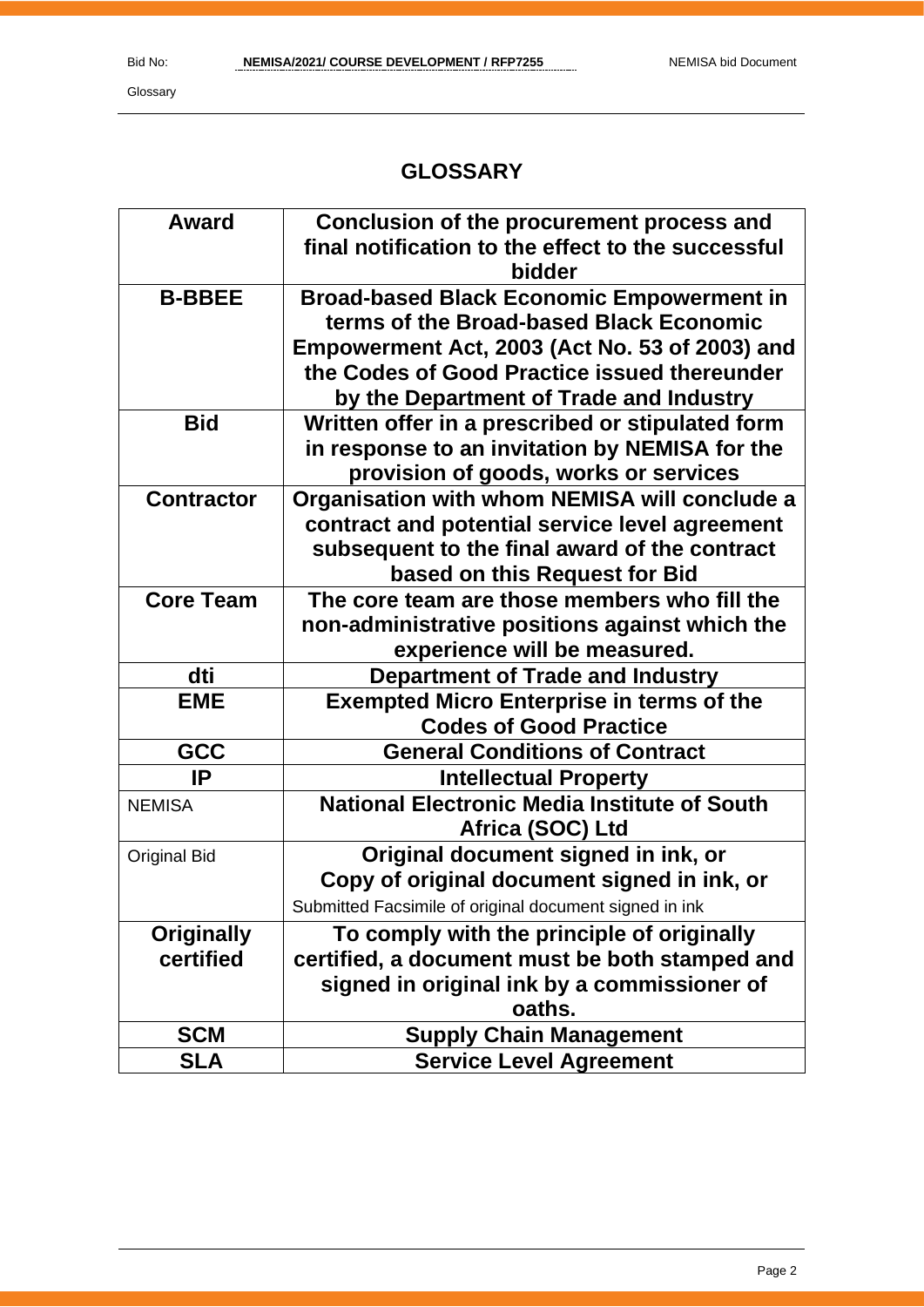# GLOSSARY

| Award | Conclusion of the procurement process and final notification to the effect to the successful bidder |
|---|---|
| B-BBEE | Broad-based Black Economic Empowerment in terms of the Broad-based Black Economic Empowerment Act, 2003 (Act No. 53 of 2003) and the Codes of Good Practice issued thereunder by the Department of Trade and Industry |
| Bid | Written offer in a prescribed or stipulated form in response to an invitation by NEMISA for the provision of goods, works or services |
| Contractor | Organisation with whom NEMISA will conclude a contract and potential service level agreement subsequent to the final award of the contract based on this Request for Bid |
| Core Team | The core team are those members who fill the non-administrative positions against which the experience will be measured. |
| dti | Department of Trade and Industry |
| EME | Exempted Micro Enterprise in terms of the Codes of Good Practice |
| GCC | General Conditions of Contract |
| IP | Intellectual Property |
| NEMISA | National Electronic Media Institute of South Africa (SOC) Ltd |
| Original Bid | Original document signed in ink, or Copy of original document signed in ink, or Submitted Facsimile of original document signed in ink |
| Originally certified | To comply with the principle of originally certified, a document must be both stamped and signed in original ink by a commissioner of oaths. |
| SCM | Supply Chain Management |
| SLA | Service Level Agreement |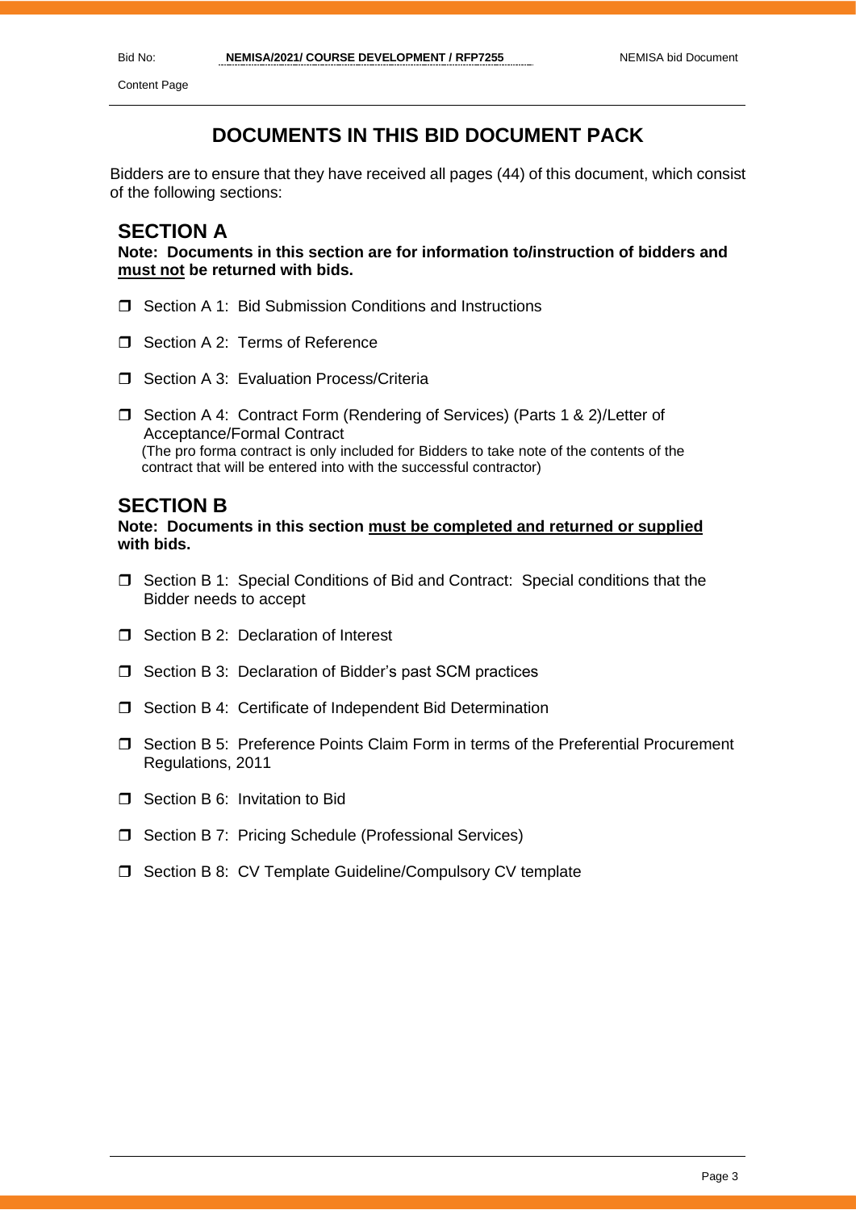# DOCUMENTS IN THIS BID DOCUMENT PACK

Bidders are to ensure that they have received all pages (44) of this document, which consist of the following sections:

## SECTION A

**Note: Documents in this section are for information to/instruction of bidders and must not be returned with bids.**

- ❒ Section A 1: Bid Submission Conditions and Instructions
- ❒ Section A 2: Terms of Reference
- ❒ Section A 3: Evaluation Process/Criteria
- ❒ Section A 4: Contract Form (Rendering of Services) (Parts 1 & 2)/Letter of Acceptance/Formal Contract
  (The pro forma contract is only included for Bidders to take note of the contents of the contract that will be entered into with the successful contractor)

## SECTION B

**Note: Documents in this section must be completed and returned or supplied with bids.**

- ❒ Section B 1: Special Conditions of Bid and Contract: Special conditions that the Bidder needs to accept
- ❒ Section B 2: Declaration of Interest
- ❒ Section B 3: Declaration of Bidder's past SCM practices
- ❒ Section B 4: Certificate of Independent Bid Determination
- ❒ Section B 5: Preference Points Claim Form in terms of the Preferential Procurement Regulations, 2011
- ❒ Section B 6: Invitation to Bid
- ❒ Section B 7: Pricing Schedule (Professional Services)
- ❒ Section B 8: CV Template Guideline/Compulsory CV template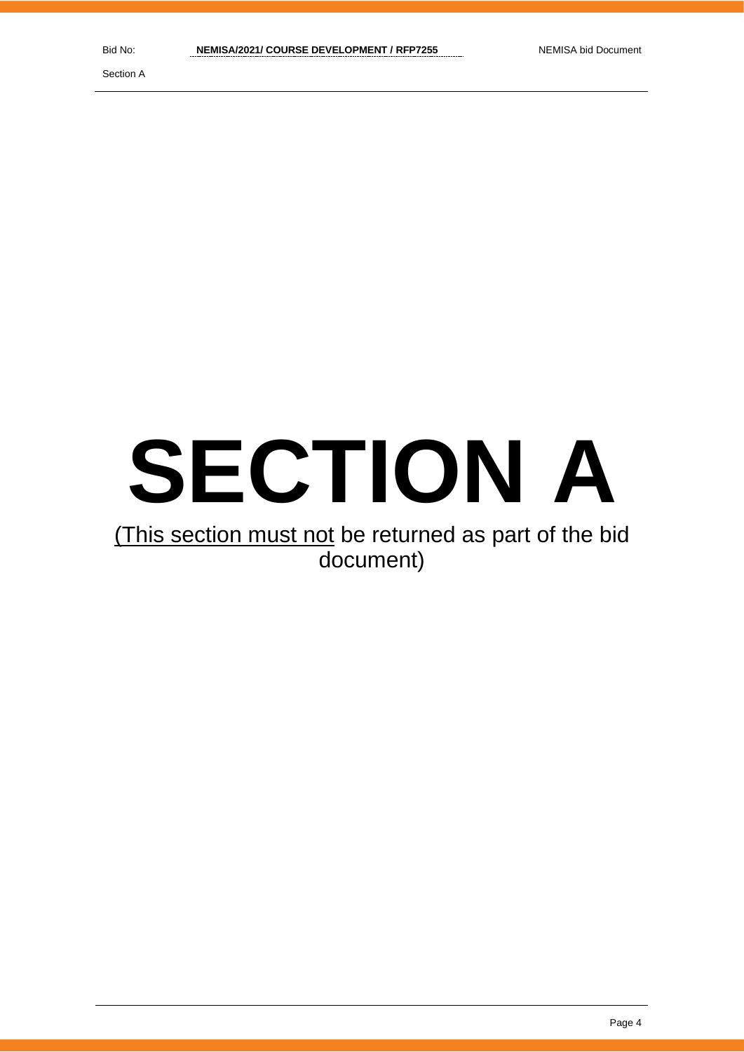# SECTION A

<u>(This section must not</u> be returned as part of the bid document)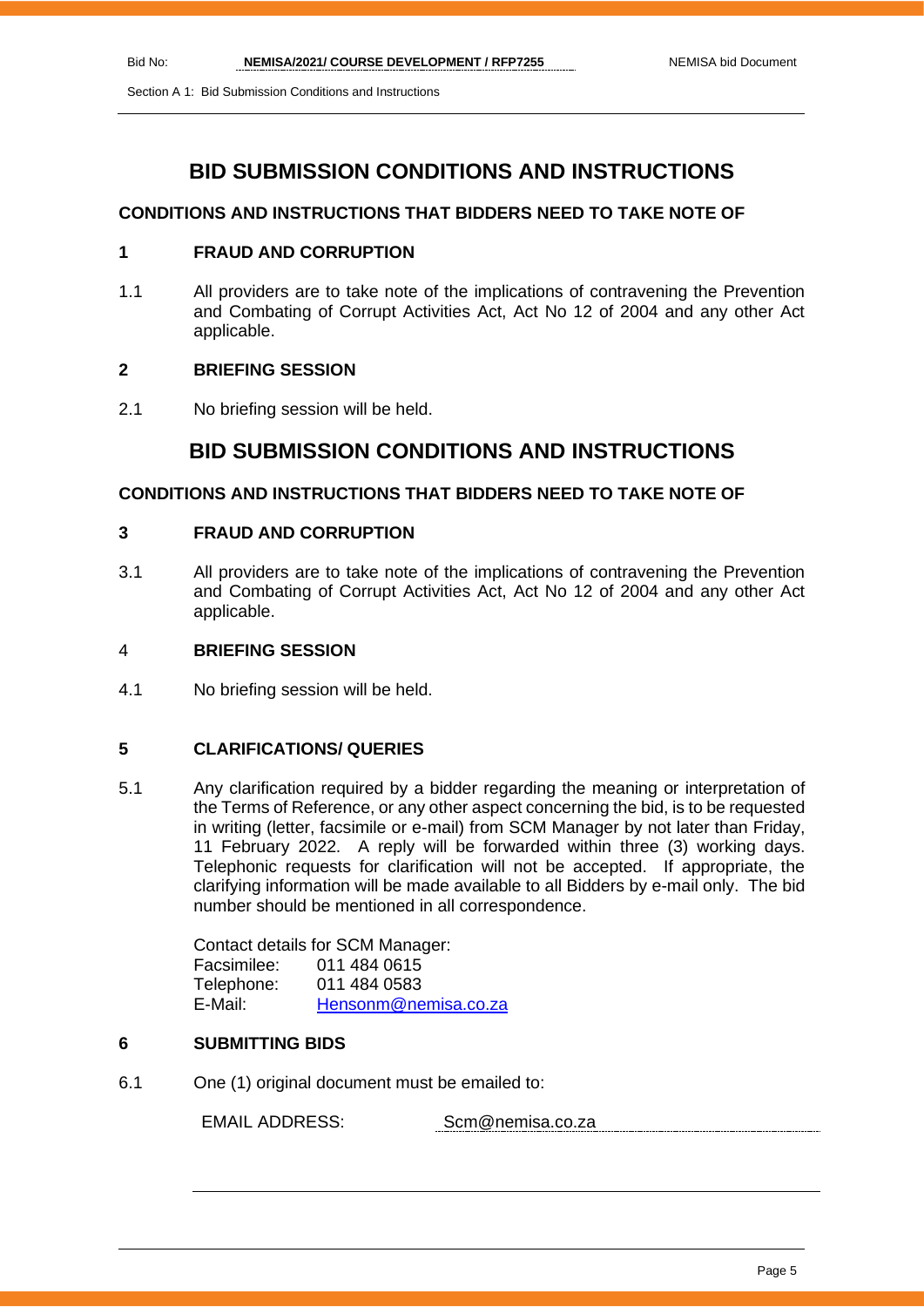# BID SUBMISSION CONDITIONS AND INSTRUCTIONS

### CONDITIONS AND INSTRUCTIONS THAT BIDDERS NEED TO TAKE NOTE OF

### 1 FRAUD AND CORRUPTION

1.1 All providers are to take note of the implications of contravening the Prevention and Combating of Corrupt Activities Act, Act No 12 of 2004 and any other Act applicable.

### 2 BRIEFING SESSION

2.1 No briefing session will be held.

# BID SUBMISSION CONDITIONS AND INSTRUCTIONS

### CONDITIONS AND INSTRUCTIONS THAT BIDDERS NEED TO TAKE NOTE OF

### 3 FRAUD AND CORRUPTION

3.1 All providers are to take note of the implications of contravening the Prevention and Combating of Corrupt Activities Act, Act No 12 of 2004 and any other Act applicable.

### 4 BRIEFING SESSION

4.1 No briefing session will be held.

### 5 CLARIFICATIONS/ QUERIES

5.1 Any clarification required by a bidder regarding the meaning or interpretation of the Terms of Reference, or any other aspect concerning the bid, is to be requested in writing (letter, facsimile or e-mail) from SCM Manager by not later than Friday, 11 February 2022. A reply will be forwarded within three (3) working days. Telephonic requests for clarification will not be accepted. If appropriate, the clarifying information will be made available to all Bidders by e-mail only. The bid number should be mentioned in all correspondence.

Contact details for SCM Manager:
Facsimilee: 011 484 0615
Telephone: 011 484 0583
E-Mail: Hensonm@nemisa.co.za

### 6 SUBMITTING BIDS

6.1 One (1) original document must be emailed to:

EMAIL ADDRESS: Scm@nemisa.co.za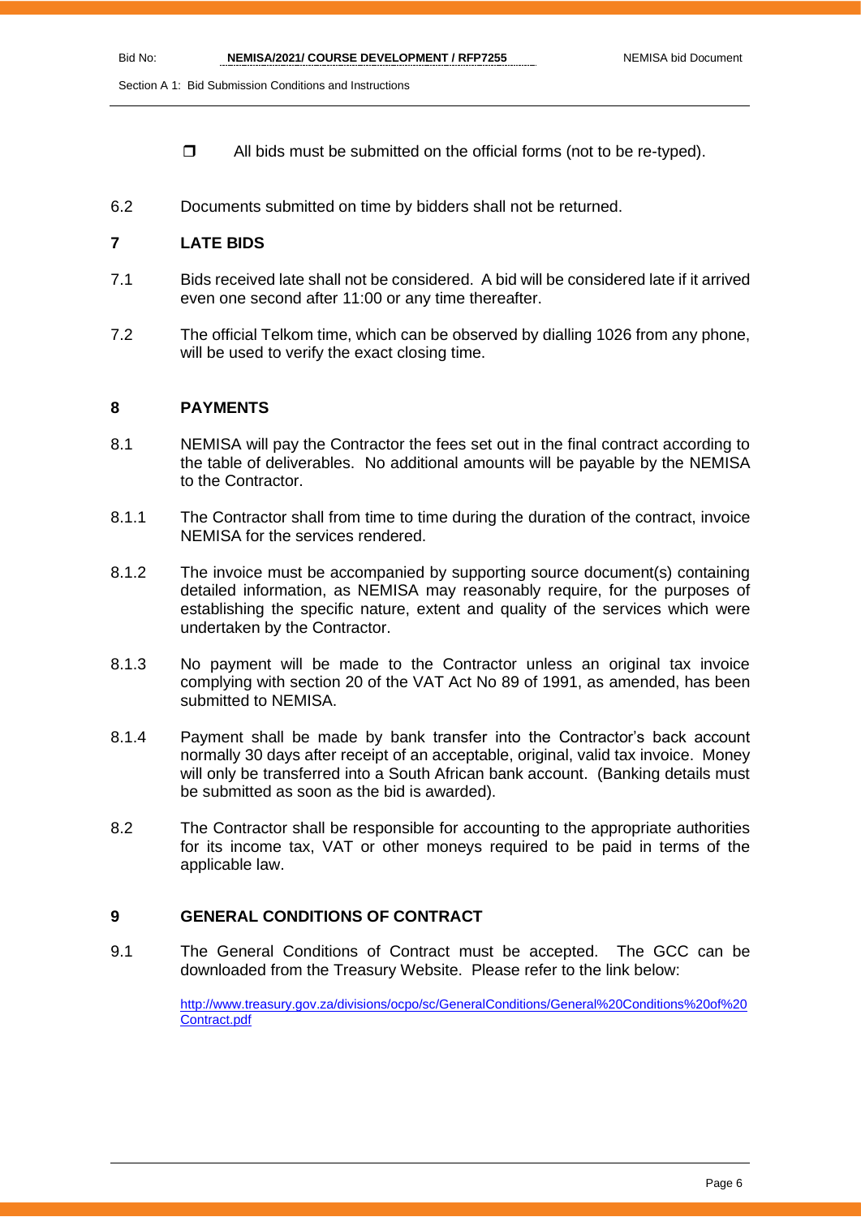- All bids must be submitted on the official forms (not to be re-typed).

6.2 Documents submitted on time by bidders shall not be returned.

## 7 LATE BIDS

7.1 Bids received late shall not be considered. A bid will be considered late if it arrived even one second after 11:00 or any time thereafter.

7.2 The official Telkom time, which can be observed by dialling 1026 from any phone, will be used to verify the exact closing time.

## 8 PAYMENTS

8.1 NEMISA will pay the Contractor the fees set out in the final contract according to the table of deliverables. No additional amounts will be payable by the NEMISA to the Contractor.

8.1.1 The Contractor shall from time to time during the duration of the contract, invoice NEMISA for the services rendered.

8.1.2 The invoice must be accompanied by supporting source document(s) containing detailed information, as NEMISA may reasonably require, for the purposes of establishing the specific nature, extent and quality of the services which were undertaken by the Contractor.

8.1.3 No payment will be made to the Contractor unless an original tax invoice complying with section 20 of the VAT Act No 89 of 1991, as amended, has been submitted to NEMISA.

8.1.4 Payment shall be made by bank transfer into the Contractor's back account normally 30 days after receipt of an acceptable, original, valid tax invoice. Money will only be transferred into a South African bank account. (Banking details must be submitted as soon as the bid is awarded).

8.2 The Contractor shall be responsible for accounting to the appropriate authorities for its income tax, VAT or other moneys required to be paid in terms of the applicable law.

## 9 GENERAL CONDITIONS OF CONTRACT

9.1 The General Conditions of Contract must be accepted. The GCC can be downloaded from the Treasury Website. Please refer to the link below:

http://www.treasury.gov.za/divisions/ocpo/sc/GeneralConditions/General%20Conditions%20of%20Contract.pdf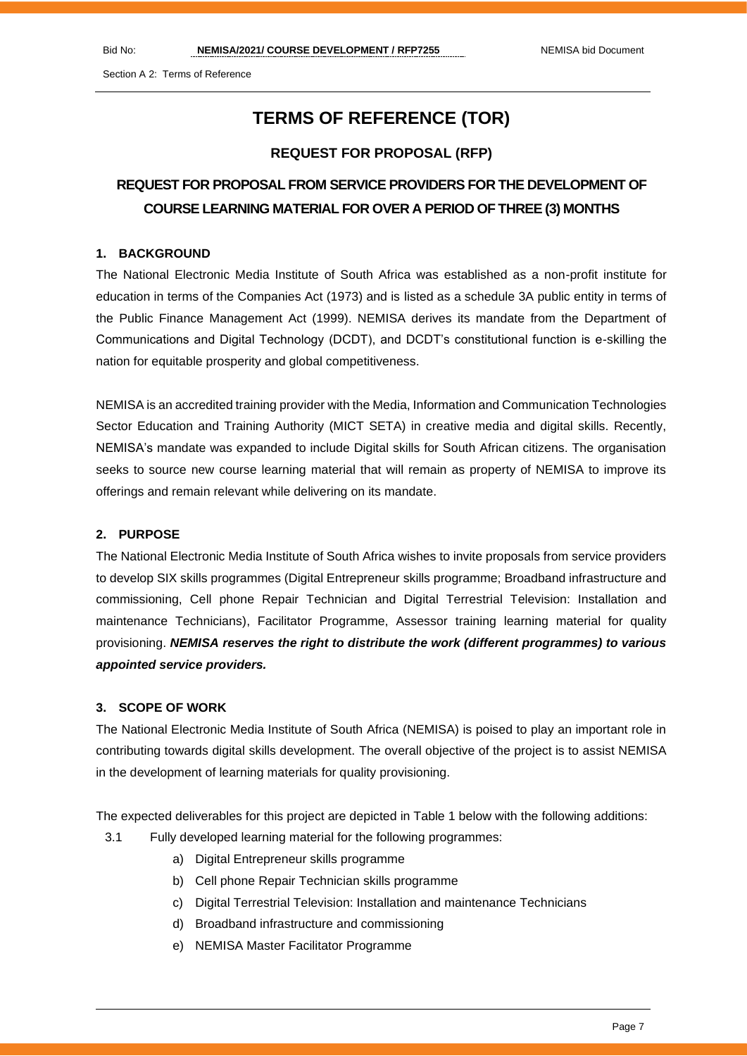# TERMS OF REFERENCE (TOR)

## REQUEST FOR PROPOSAL (RFP)

## REQUEST FOR PROPOSAL FROM SERVICE PROVIDERS FOR THE DEVELOPMENT OF COURSE LEARNING MATERIAL FOR OVER A PERIOD OF THREE (3) MONTHS

### 1. BACKGROUND

The National Electronic Media Institute of South Africa was established as a non-profit institute for education in terms of the Companies Act (1973) and is listed as a schedule 3A public entity in terms of the Public Finance Management Act (1999). NEMISA derives its mandate from the Department of Communications and Digital Technology (DCDT), and DCDT's constitutional function is e-skilling the nation for equitable prosperity and global competitiveness.

NEMISA is an accredited training provider with the Media, Information and Communication Technologies Sector Education and Training Authority (MICT SETA) in creative media and digital skills. Recently, NEMISA's mandate was expanded to include Digital skills for South African citizens. The organisation seeks to source new course learning material that will remain as property of NEMISA to improve its offerings and remain relevant while delivering on its mandate.

### 2. PURPOSE

The National Electronic Media Institute of South Africa wishes to invite proposals from service providers to develop SIX skills programmes (Digital Entrepreneur skills programme; Broadband infrastructure and commissioning, Cell phone Repair Technician and Digital Terrestrial Television: Installation and maintenance Technicians), Facilitator Programme, Assessor training learning material for quality provisioning. ***NEMISA reserves the right to distribute the work (different programmes) to various appointed service providers.***

### 3. SCOPE OF WORK

The National Electronic Media Institute of South Africa (NEMISA) is poised to play an important role in contributing towards digital skills development. The overall objective of the project is to assist NEMISA in the development of learning materials for quality provisioning.

The expected deliverables for this project are depicted in Table 1 below with the following additions:

3.1 Fully developed learning material for the following programmes:

a) Digital Entrepreneur skills programme
b) Cell phone Repair Technician skills programme
c) Digital Terrestrial Television: Installation and maintenance Technicians
d) Broadband infrastructure and commissioning
e) NEMISA Master Facilitator Programme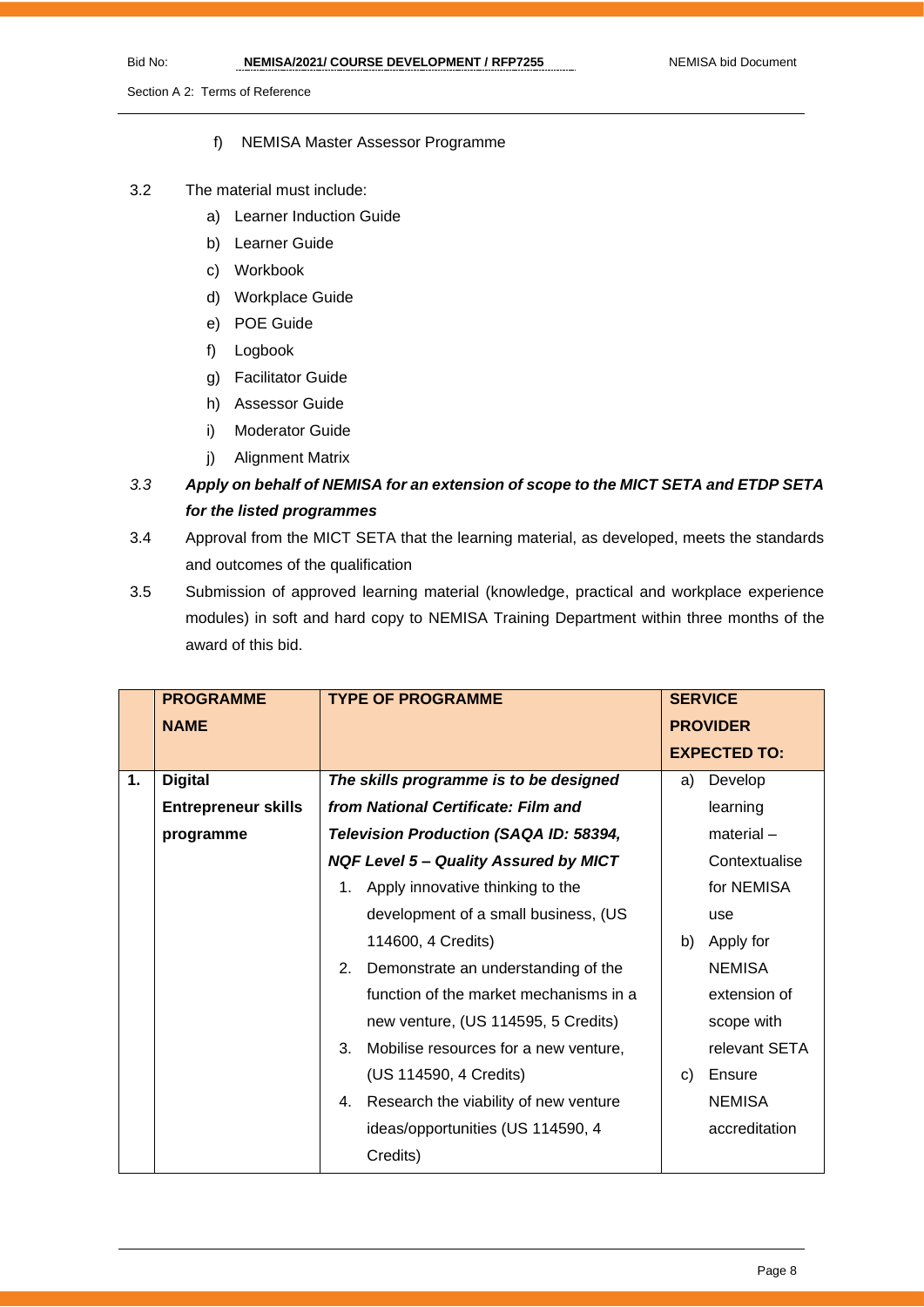f) NEMISA Master Assessor Programme

3.2 The material must include:

a) Learner Induction Guide
b) Learner Guide
c) Workbook
d) Workplace Guide
e) POE Guide
f) Logbook
g) Facilitator Guide
h) Assessor Guide
i) Moderator Guide
j) Alignment Matrix

*3.3* ***Apply on behalf of NEMISA for an extension of scope to the MICT SETA and ETDP SETA for the listed programmes***

3.4 Approval from the MICT SETA that the learning material, as developed, meets the standards and outcomes of the qualification

3.5 Submission of approved learning material (knowledge, practical and workplace experience modules) in soft and hard copy to NEMISA Training Department within three months of the award of this bid.

| | **PROGRAMME NAME** | **TYPE OF PROGRAMME** | **SERVICE PROVIDER EXPECTED TO:** |
|---|---|---|---|
| **1.** | **Digital Entrepreneur skills programme** | ***The skills programme is to be designed from National Certificate: Film and Television Production (SAQA ID: 58394, NQF Level 5 – Quality Assured by MICT*** <br>1. Apply innovative thinking to the development of a small business, (US 114600, 4 Credits)<br>2. Demonstrate an understanding of the function of the market mechanisms in a new venture, (US 114595, 5 Credits)<br>3. Mobilise resources for a new venture, (US 114590, 4 Credits)<br>4. Research the viability of new venture ideas/opportunities (US 114590, 4 Credits) | a) Develop learning material – Contextualise for NEMISA use<br>b) Apply for NEMISA extension of scope with relevant SETA<br>c) Ensure NEMISA accreditation |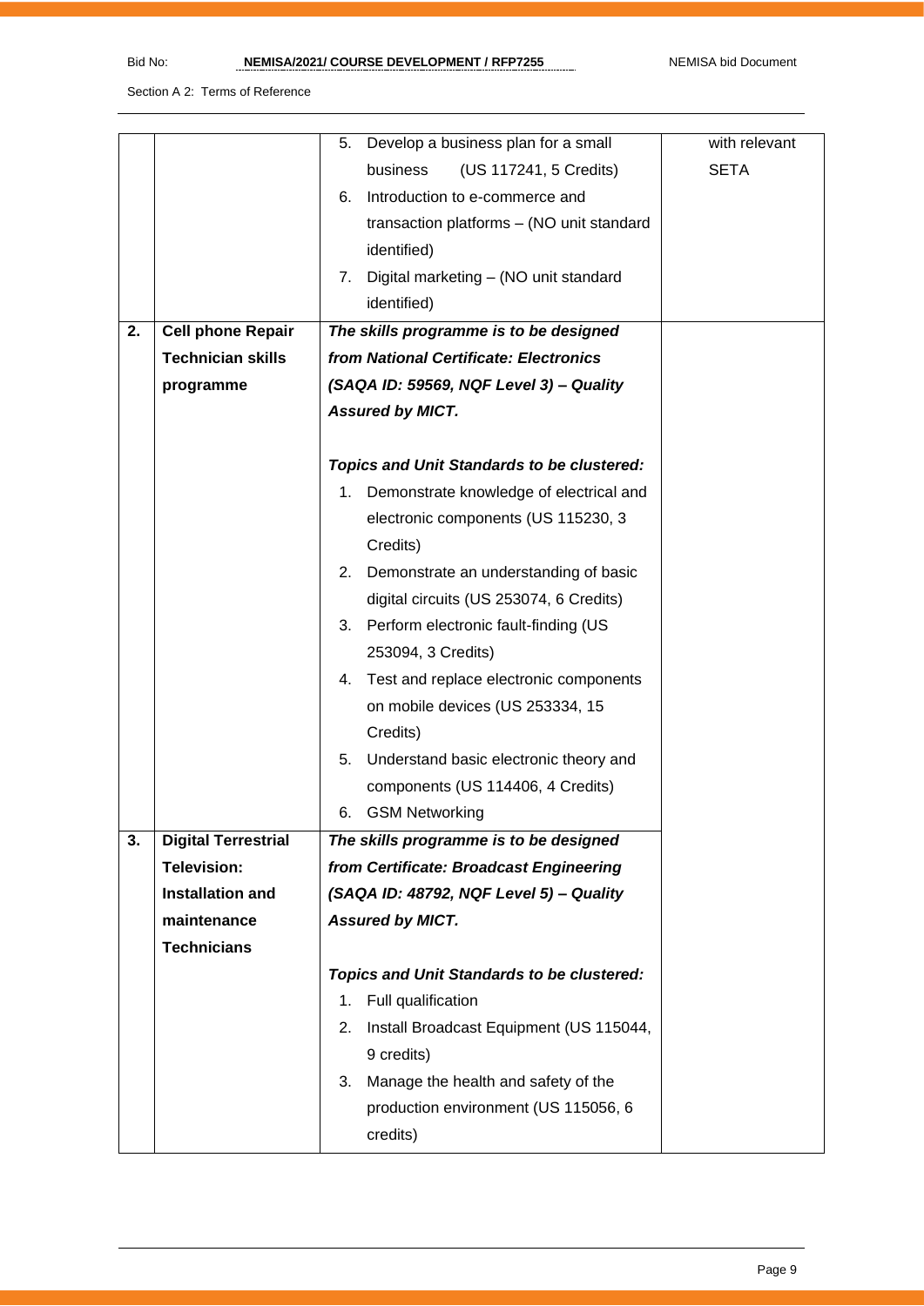|  |  |  |  |
|---|---|---|---|
|  |  | 5. Develop a business plan for a small business (US 117241, 5 Credits)<br>6. Introduction to e-commerce and transaction platforms – (NO unit standard identified)<br>7. Digital marketing – (NO unit standard identified) | with relevant SETA |
| **2.** | **Cell phone Repair Technician skills programme** | ***The skills programme is to be designed from National Certificate: Electronics (SAQA ID: 59569, NQF Level 3) – Quality Assured by MICT.***<br><br>***Topics and Unit Standards to be clustered:***<br>1. Demonstrate knowledge of electrical and electronic components (US 115230, 3 Credits)<br>2. Demonstrate an understanding of basic digital circuits (US 253074, 6 Credits)<br>3. Perform electronic fault-finding (US 253094, 3 Credits)<br>4. Test and replace electronic components on mobile devices (US 253334, 15 Credits)<br>5. Understand basic electronic theory and components (US 114406, 4 Credits)<br>6. GSM Networking |  |
| **3.** | **Digital Terrestrial Television: Installation and maintenance Technicians** | ***The skills programme is to be designed from Certificate: Broadcast Engineering (SAQA ID: 48792, NQF Level 5) – Quality Assured by MICT.***<br><br>***Topics and Unit Standards to be clustered:***<br>1. Full qualification<br>2. Install Broadcast Equipment (US 115044, 9 credits)<br>3. Manage the health and safety of the production environment (US 115056, 6 credits) |  |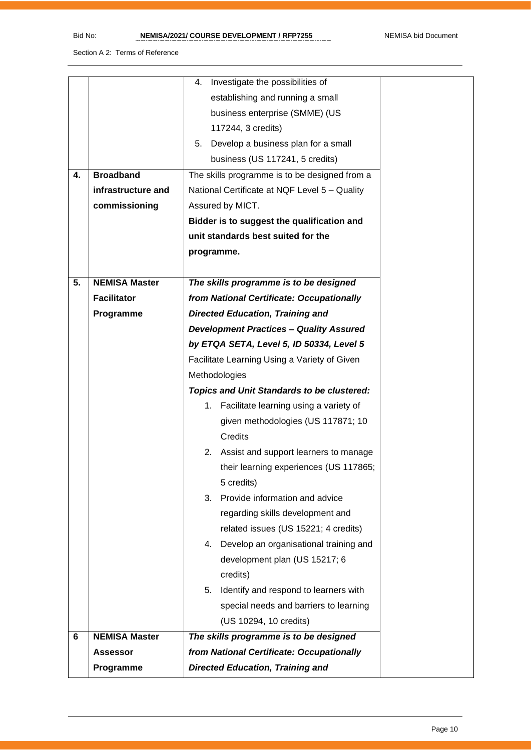| | | | |
|---|---|---|---|
| | | 4. Investigate the possibilities of establishing and running a small business enterprise (SMME) (US 117244, 3 credits)<br>5. Develop a business plan for a small business (US 117241, 5 credits) | |
| **4.** | **Broadband infrastructure and commissioning** | The skills programme is to be designed from a National Certificate at NQF Level 5 – Quality Assured by MICT.<br>**Bidder is to suggest the qualification and unit standards best suited for the programme.** | |
| **5.** | **NEMISA Master Facilitator Programme** | ***The skills programme is to be designed from National Certificate: Occupationally Directed Education, Training and Development Practices – Quality Assured by ETQA SETA, Level 5, ID 50334, Level 5*** Facilitate Learning Using a Variety of Given Methodologies<br>***Topics and Unit Standards to be clustered:***<br>1. Facilitate learning using a variety of given methodologies (US 117871; 10 Credits<br>2. Assist and support learners to manage their learning experiences (US 117865; 5 credits)<br>3. Provide information and advice regarding skills development and related issues (US 15221; 4 credits)<br>4. Develop an organisational training and development plan (US 15217; 6 credits)<br>5. Identify and respond to learners with special needs and barriers to learning (US 10294, 10 credits) | |
| **6** | **NEMISA Master Assessor Programme** | ***The skills programme is to be designed from National Certificate: Occupationally Directed Education, Training and*** | |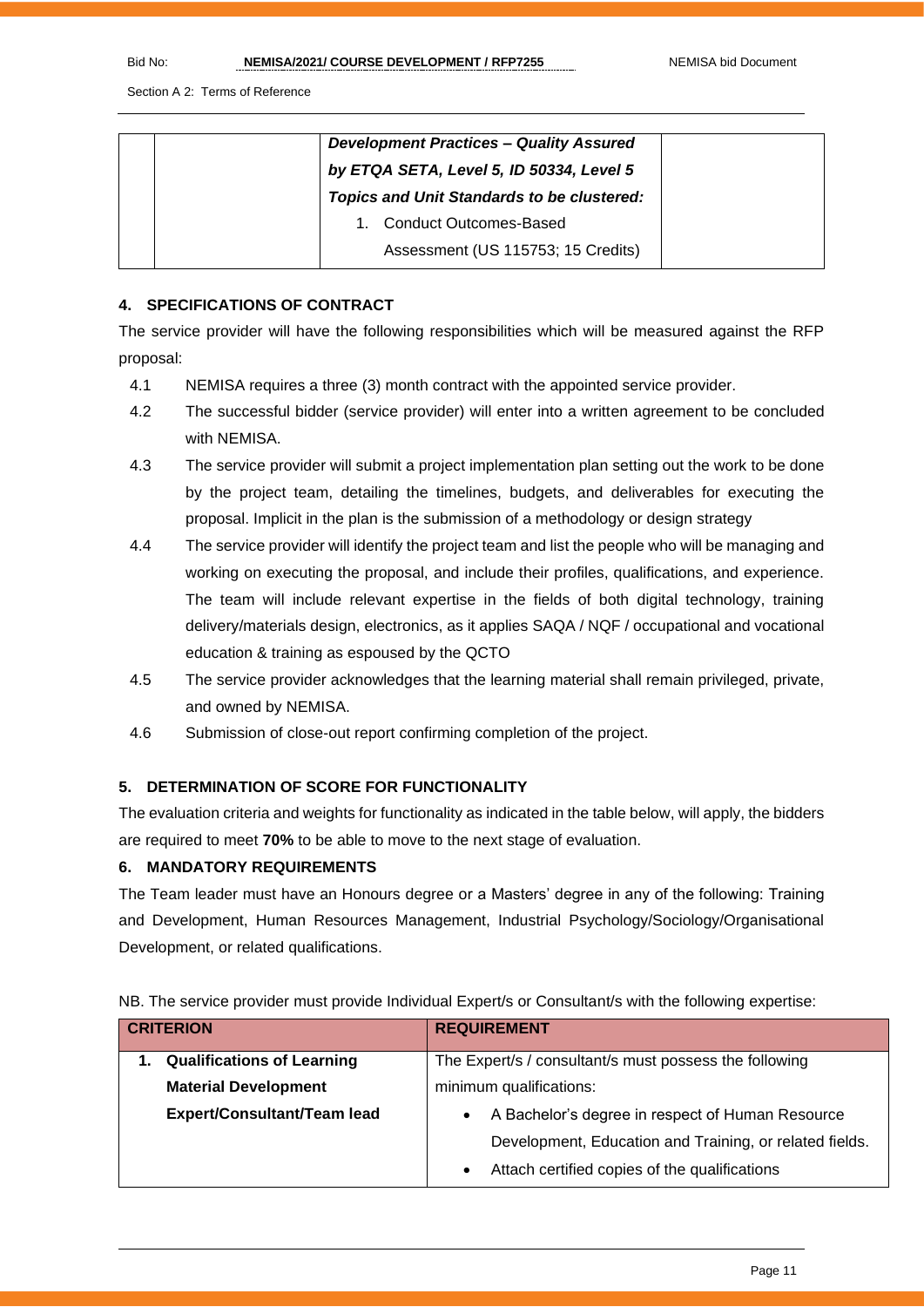|  |  | ***Development Practices – Quality Assured by ETQA SETA, Level 5, ID 50334, Level 5 Topics and Unit Standards to be clustered:***<br>1. Conduct Outcomes-Based Assessment (US 115753; 15 Credits) |  |
|---|---|---|---|

## 4. SPECIFICATIONS OF CONTRACT

The service provider will have the following responsibilities which will be measured against the RFP proposal:

4.1 NEMISA requires a three (3) month contract with the appointed service provider.

4.2 The successful bidder (service provider) will enter into a written agreement to be concluded with NEMISA.

4.3 The service provider will submit a project implementation plan setting out the work to be done by the project team, detailing the timelines, budgets, and deliverables for executing the proposal. Implicit in the plan is the submission of a methodology or design strategy

4.4 The service provider will identify the project team and list the people who will be managing and working on executing the proposal, and include their profiles, qualifications, and experience. The team will include relevant expertise in the fields of both digital technology, training delivery/materials design, electronics, as it applies SAQA / NQF / occupational and vocational education & training as espoused by the QCTO

4.5 The service provider acknowledges that the learning material shall remain privileged, private, and owned by NEMISA.

4.6 Submission of close-out report confirming completion of the project.

## 5. DETERMINATION OF SCORE FOR FUNCTIONALITY

The evaluation criteria and weights for functionality as indicated in the table below, will apply, the bidders are required to meet **70%** to be able to move to the next stage of evaluation.

## 6. MANDATORY REQUIREMENTS

The Team leader must have an Honours degree or a Masters' degree in any of the following: Training and Development, Human Resources Management, Industrial Psychology/Sociology/Organisational Development, or related qualifications.

NB. The service provider must provide Individual Expert/s or Consultant/s with the following expertise:

| CRITERION | REQUIREMENT |
|---|---|
| **1. Qualifications of Learning Material Development Expert/Consultant/Team lead** | The Expert/s / consultant/s must possess the following minimum qualifications:<br>• A Bachelor's degree in respect of Human Resource Development, Education and Training, or related fields.<br>• Attach certified copies of the qualifications |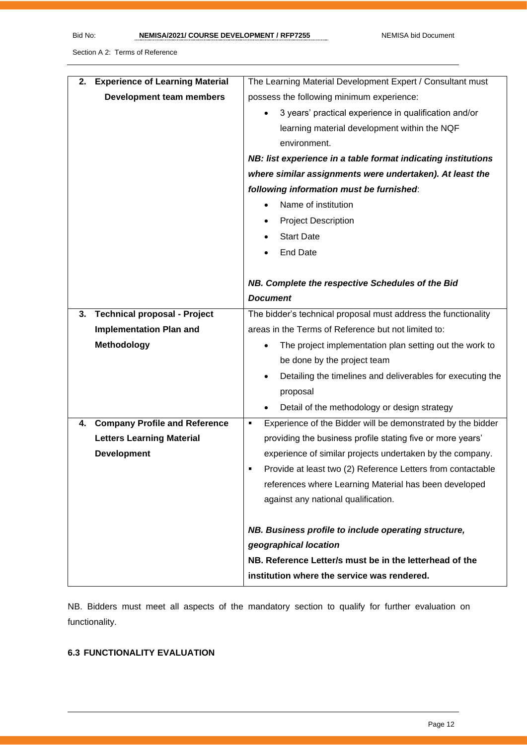| | |
|---|---|
| **2. Experience of Learning Material Development team members** | The Learning Material Development Expert / Consultant must possess the following minimum experience:<br>• 3 years' practical experience in qualification and/or learning material development within the NQF environment.<br>***NB: list experience in a table format indicating institutions where similar assignments were undertaken). At least the following information must be furnished***:<br>• Name of institution<br>• Project Description<br>• Start Date<br>• End Date<br><br>***NB. Complete the respective Schedules of the Bid Document*** |
| **3. Technical proposal - Project Implementation Plan and Methodology** | The bidder's technical proposal must address the functionality areas in the Terms of Reference but not limited to:<br>• The project implementation plan setting out the work to be done by the project team<br>• Detailing the timelines and deliverables for executing the proposal<br>• Detail of the methodology or design strategy |
| **4. Company Profile and Reference Letters Learning Material Development** | ▪ Experience of the Bidder will be demonstrated by the bidder providing the business profile stating five or more years' experience of similar projects undertaken by the company.<br>▪ Provide at least two (2) Reference Letters from contactable references where Learning Material has been developed against any national qualification.<br><br>***NB. Business profile to include operating structure, geographical location***<br>**NB. Reference Letter/s must be in the letterhead of the institution where the service was rendered.** |

NB. Bidders must meet all aspects of the mandatory section to qualify for further evaluation on functionality.

### 6.3 FUNCTIONALITY EVALUATION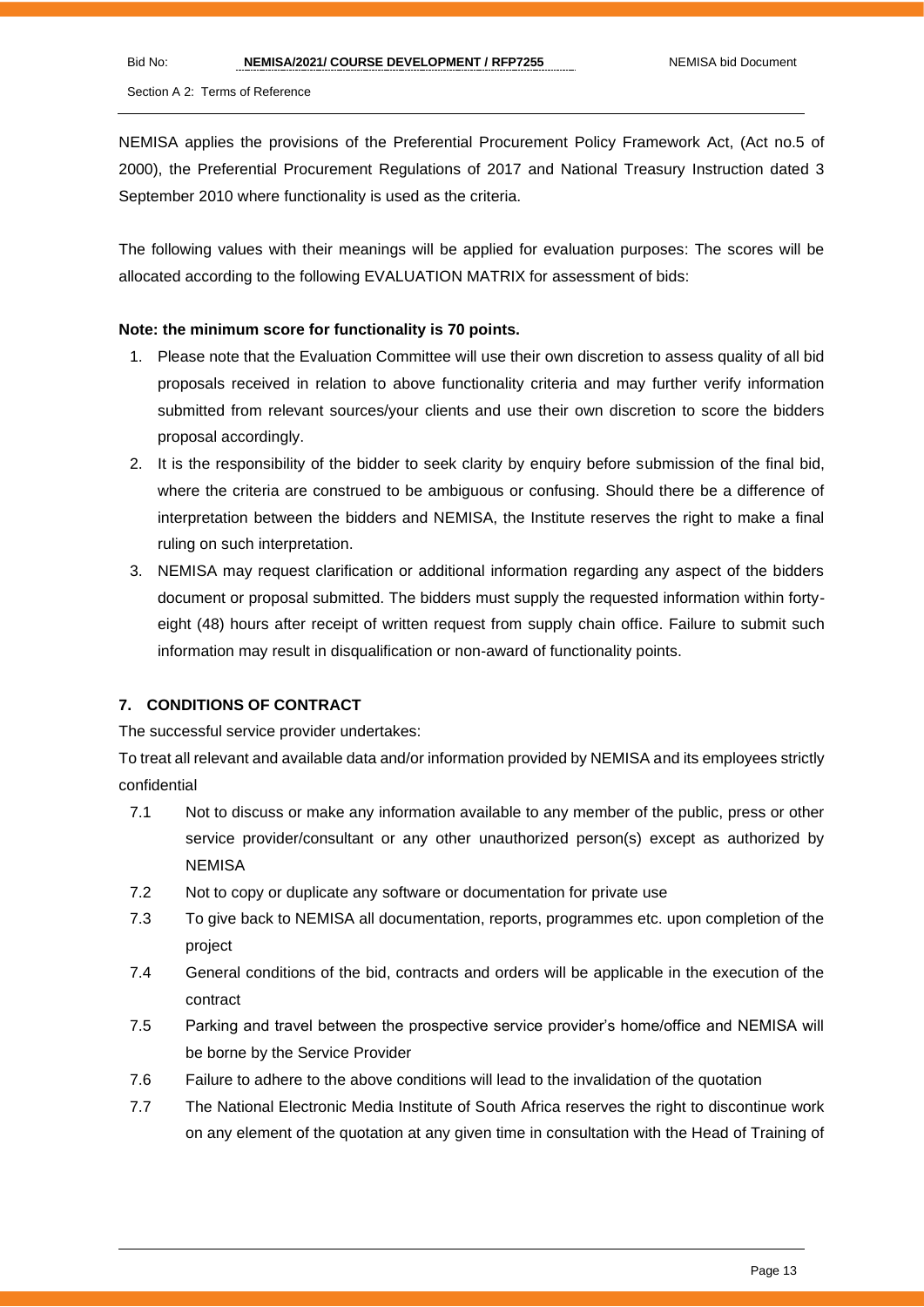NEMISA applies the provisions of the Preferential Procurement Policy Framework Act, (Act no.5 of 2000), the Preferential Procurement Regulations of 2017 and National Treasury Instruction dated 3 September 2010 where functionality is used as the criteria.

The following values with their meanings will be applied for evaluation purposes: The scores will be allocated according to the following EVALUATION MATRIX for assessment of bids:

**Note: the minimum score for functionality is 70 points.**

1. Please note that the Evaluation Committee will use their own discretion to assess quality of all bid proposals received in relation to above functionality criteria and may further verify information submitted from relevant sources/your clients and use their own discretion to score the bidders proposal accordingly.
2. It is the responsibility of the bidder to seek clarity by enquiry before submission of the final bid, where the criteria are construed to be ambiguous or confusing. Should there be a difference of interpretation between the bidders and NEMISA, the Institute reserves the right to make a final ruling on such interpretation.
3. NEMISA may request clarification or additional information regarding any aspect of the bidders document or proposal submitted. The bidders must supply the requested information within forty-eight (48) hours after receipt of written request from supply chain office. Failure to submit such information may result in disqualification or non-award of functionality points.

## 7. CONDITIONS OF CONTRACT

The successful service provider undertakes:

To treat all relevant and available data and/or information provided by NEMISA and its employees strictly confidential

7.1 Not to discuss or make any information available to any member of the public, press or other service provider/consultant or any other unauthorized person(s) except as authorized by NEMISA

7.2 Not to copy or duplicate any software or documentation for private use

7.3 To give back to NEMISA all documentation, reports, programmes etc. upon completion of the project

7.4 General conditions of the bid, contracts and orders will be applicable in the execution of the contract

7.5 Parking and travel between the prospective service provider's home/office and NEMISA will be borne by the Service Provider

7.6 Failure to adhere to the above conditions will lead to the invalidation of the quotation

7.7 The National Electronic Media Institute of South Africa reserves the right to discontinue work on any element of the quotation at any given time in consultation with the Head of Training of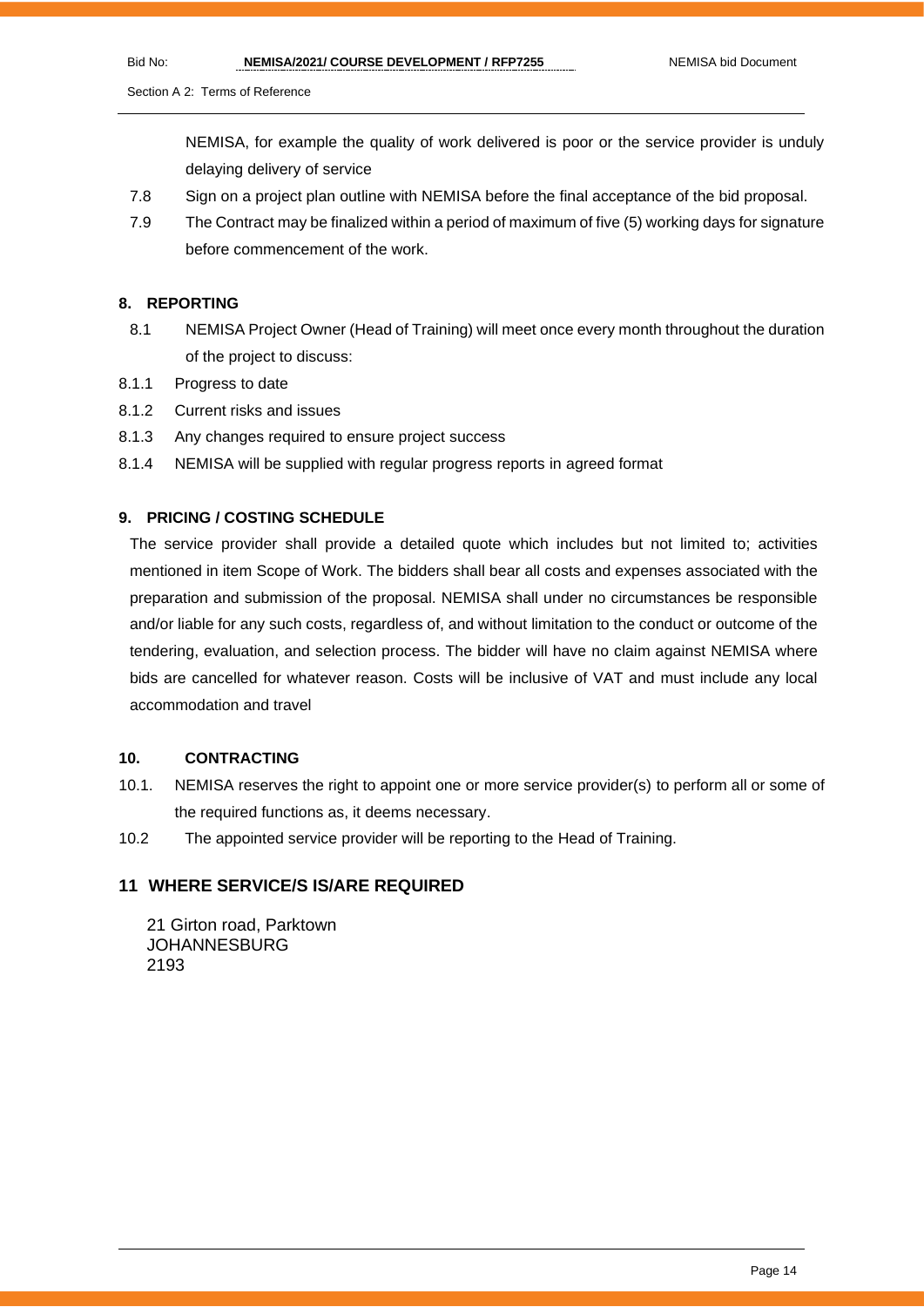NEMISA, for example the quality of work delivered is poor or the service provider is unduly delaying delivery of service

7.8 Sign on a project plan outline with NEMISA before the final acceptance of the bid proposal.

7.9 The Contract may be finalized within a period of maximum of five (5) working days for signature before commencement of the work.

## 8. REPORTING

8.1 NEMISA Project Owner (Head of Training) will meet once every month throughout the duration of the project to discuss:

8.1.1 Progress to date

8.1.2 Current risks and issues

8.1.3 Any changes required to ensure project success

8.1.4 NEMISA will be supplied with regular progress reports in agreed format

## 9. PRICING / COSTING SCHEDULE

The service provider shall provide a detailed quote which includes but not limited to; activities mentioned in item Scope of Work. The bidders shall bear all costs and expenses associated with the preparation and submission of the proposal. NEMISA shall under no circumstances be responsible and/or liable for any such costs, regardless of, and without limitation to the conduct or outcome of the tendering, evaluation, and selection process. The bidder will have no claim against NEMISA where bids are cancelled for whatever reason. Costs will be inclusive of VAT and must include any local accommodation and travel

## 10. CONTRACTING

10.1. NEMISA reserves the right to appoint one or more service provider(s) to perform all or some of the required functions as, it deems necessary.

10.2 The appointed service provider will be reporting to the Head of Training.

## 11 WHERE SERVICE/S IS/ARE REQUIRED

21 Girton road, Parktown
JOHANNESBURG
2193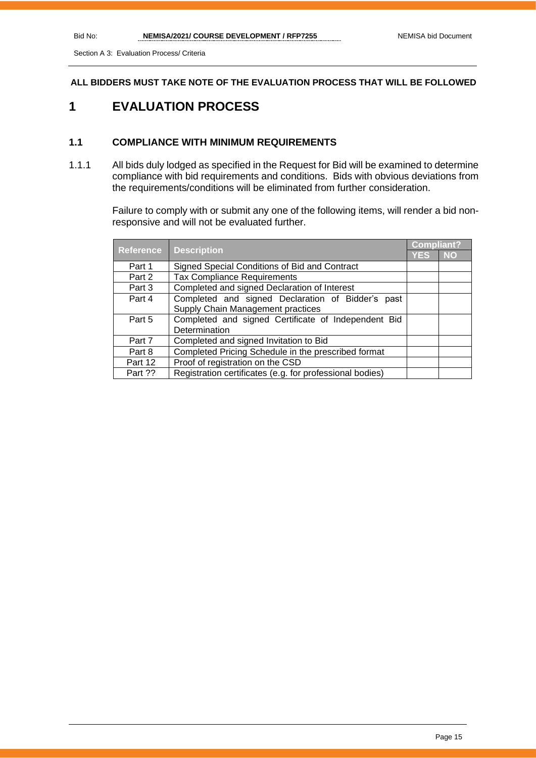**ALL BIDDERS MUST TAKE NOTE OF THE EVALUATION PROCESS THAT WILL BE FOLLOWED**

# 1 EVALUATION PROCESS

## 1.1 COMPLIANCE WITH MINIMUM REQUIREMENTS

1.1.1 All bids duly lodged as specified in the Request for Bid will be examined to determine compliance with bid requirements and conditions. Bids with obvious deviations from the requirements/conditions will be eliminated from further consideration.

Failure to comply with or submit any one of the following items, will render a bid non-responsive and will not be evaluated further.

| Reference | Description | Compliant? | |
|---|---|---|---|
| | | YES | NO |
| Part 1 | Signed Special Conditions of Bid and Contract | | |
| Part 2 | Tax Compliance Requirements | | |
| Part 3 | Completed and signed Declaration of Interest | | |
| Part 4 | Completed and signed Declaration of Bidder's past Supply Chain Management practices | | |
| Part 5 | Completed and signed Certificate of Independent Bid Determination | | |
| Part 7 | Completed and signed Invitation to Bid | | |
| Part 8 | Completed Pricing Schedule in the prescribed format | | |
| Part 12 | Proof of registration on the CSD | | |
| Part ?? | Registration certificates (e.g. for professional bodies) | | |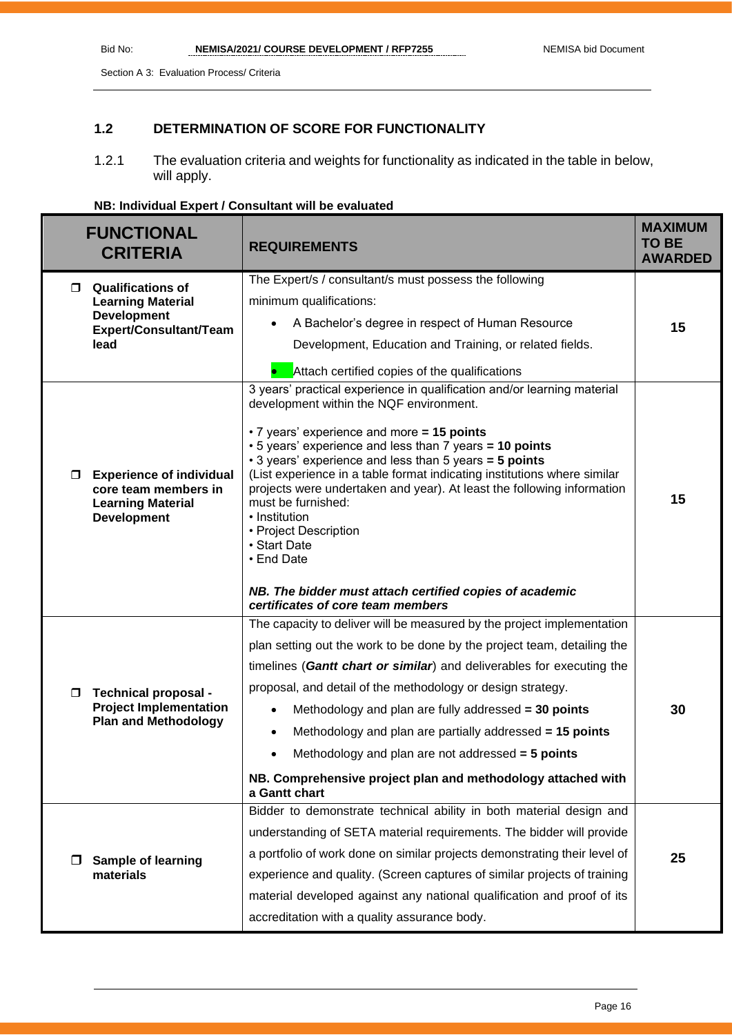## 1.2 DETERMINATION OF SCORE FOR FUNCTIONALITY

1.2.1 The evaluation criteria and weights for functionality as indicated in the table in below, will apply.

**NB: Individual Expert / Consultant will be evaluated**

| FUNCTIONAL CRITERIA | REQUIREMENTS | MAXIMUM TO BE AWARDED |
|---|---|---|
| **Qualifications of Learning Material Development Expert/Consultant/Team lead** | The Expert/s / consultant/s must possess the following minimum qualifications:<br>• A Bachelor's degree in respect of Human Resource Development, Education and Training, or related fields.<br>• Attach certified copies of the qualifications | **15** |
| **Experience of individual core team members in Learning Material Development** | 3 years' practical experience in qualification and/or learning material development within the NQF environment.<br>• 7 years' experience and more **= 15 points**<br>• 5 years' experience and less than 7 years **= 10 points**<br>• 3 years' experience and less than 5 years **= 5 points**<br>(List experience in a table format indicating institutions where similar projects were undertaken and year). At least the following information must be furnished:<br>• Institution<br>• Project Description<br>• Start Date<br>• End Date<br>***NB. The bidder must attach certified copies of academic certificates of core team members*** | **15** |
| **Technical proposal - Project Implementation Plan and Methodology** | The capacity to deliver will be measured by the project implementation plan setting out the work to be done by the project team, detailing the timelines (***Gantt chart or similar***) and deliverables for executing the proposal, and detail of the methodology or design strategy.<br>• Methodology and plan are fully addressed **= 30 points**<br>• Methodology and plan are partially addressed **= 15 points**<br>• Methodology and plan are not addressed **= 5 points**<br>**NB. Comprehensive project plan and methodology attached with a Gantt chart** | **30** |
| **Sample of learning materials** | Bidder to demonstrate technical ability in both material design and understanding of SETA material requirements. The bidder will provide a portfolio of work done on similar projects demonstrating their level of experience and quality. (Screen captures of similar projects of training material developed against any national qualification and proof of its accreditation with a quality assurance body. | **25** |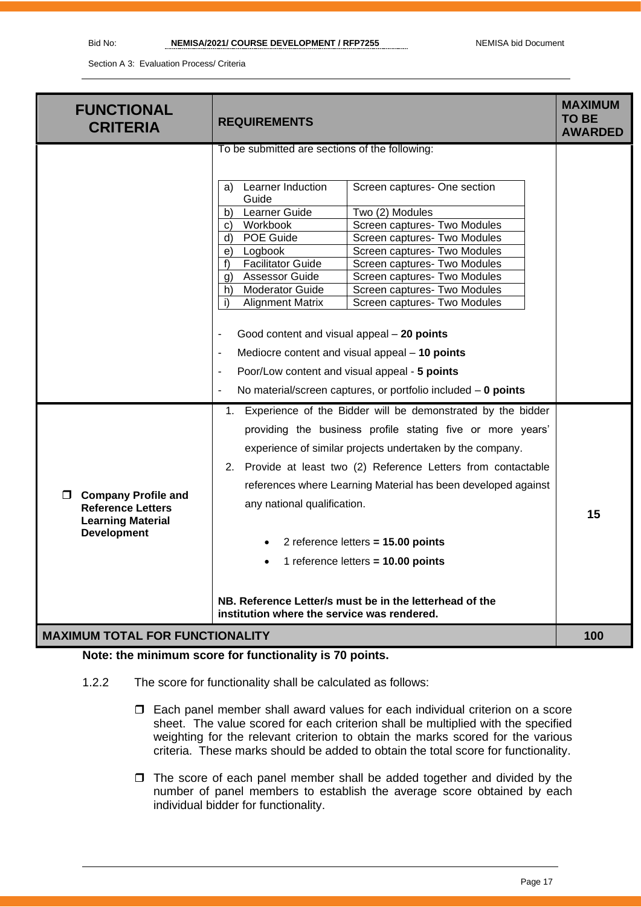| FUNCTIONAL CRITERIA | REQUIREMENTS | MAXIMUM TO BE AWARDED |
|---|---|---|
| | To be submitted are sections of the following:<br><br>a) Learner Induction Guide – Screen captures- One section<br>b) Learner Guide – Two (2) Modules<br>c) Workbook – Screen captures- Two Modules<br>d) POE Guide – Screen captures- Two Modules<br>e) Logbook – Screen captures- Two Modules<br>f) Facilitator Guide – Screen captures- Two Modules<br>g) Assessor Guide – Screen captures- Two Modules<br>h) Moderator Guide – Screen captures- Two Modules<br>i) Alignment Matrix – Screen captures- Two Modules<br><br>- Good content and visual appeal – **20 points**<br>- Mediocre content and visual appeal – **10 points**<br>- Poor/Low content and visual appeal - **5 points**<br>- No material/screen captures, or portfolio included – **0 points** | |
| **Company Profile and Reference Letters Learning Material Development** | 1. Experience of the Bidder will be demonstrated by the bidder providing the business profile stating five or more years' experience of similar projects undertaken by the company.<br>2. Provide at least two (2) Reference Letters from contactable references where Learning Material has been developed against any national qualification.<br><br>• 2 reference letters **= 15.00 points**<br>• 1 reference letters **= 10.00 points**<br><br>**NB. Reference Letter/s must be in the letterhead of the institution where the service was rendered.** | 15 |
| **MAXIMUM TOTAL FOR FUNCTIONALITY** | | **100** |

**Note: the minimum score for functionality is 70 points.**

1.2.2 The score for functionality shall be calculated as follows:

- Each panel member shall award values for each individual criterion on a score sheet. The value scored for each criterion shall be multiplied with the specified weighting for the relevant criterion to obtain the marks scored for the various criteria. These marks should be added to obtain the total score for functionality.
- The score of each panel member shall be added together and divided by the number of panel members to establish the average score obtained by each individual bidder for functionality.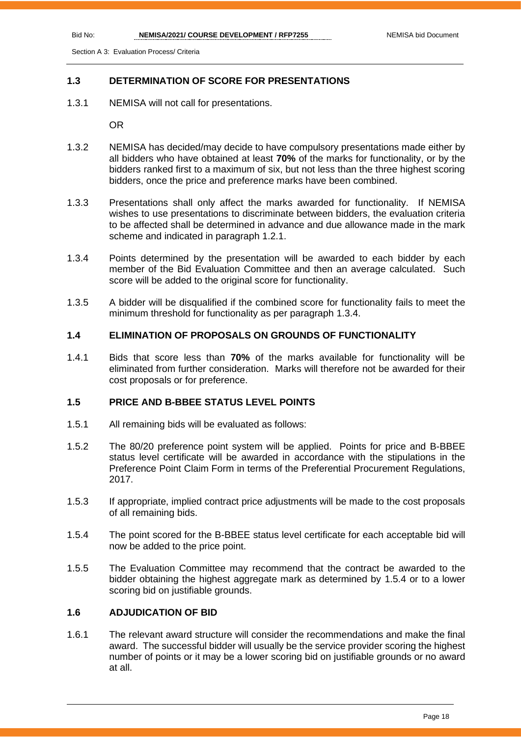### 1.3 DETERMINATION OF SCORE FOR PRESENTATIONS

1.3.1 NEMISA will not call for presentations.

OR

1.3.2 NEMISA has decided/may decide to have compulsory presentations made either by all bidders who have obtained at least **70%** of the marks for functionality, or by the bidders ranked first to a maximum of six, but not less than the three highest scoring bidders, once the price and preference marks have been combined.

1.3.3 Presentations shall only affect the marks awarded for functionality. If NEMISA wishes to use presentations to discriminate between bidders, the evaluation criteria to be affected shall be determined in advance and due allowance made in the mark scheme and indicated in paragraph 1.2.1.

1.3.4 Points determined by the presentation will be awarded to each bidder by each member of the Bid Evaluation Committee and then an average calculated. Such score will be added to the original score for functionality.

1.3.5 A bidder will be disqualified if the combined score for functionality fails to meet the minimum threshold for functionality as per paragraph 1.3.4.

### 1.4 ELIMINATION OF PROPOSALS ON GROUNDS OF FUNCTIONALITY

1.4.1 Bids that score less than **70%** of the marks available for functionality will be eliminated from further consideration. Marks will therefore not be awarded for their cost proposals or for preference.

### 1.5 PRICE AND B-BBEE STATUS LEVEL POINTS

1.5.1 All remaining bids will be evaluated as follows:

1.5.2 The 80/20 preference point system will be applied. Points for price and B-BBEE status level certificate will be awarded in accordance with the stipulations in the Preference Point Claim Form in terms of the Preferential Procurement Regulations, 2017.

1.5.3 If appropriate, implied contract price adjustments will be made to the cost proposals of all remaining bids.

1.5.4 The point scored for the B-BBEE status level certificate for each acceptable bid will now be added to the price point.

1.5.5 The Evaluation Committee may recommend that the contract be awarded to the bidder obtaining the highest aggregate mark as determined by 1.5.4 or to a lower scoring bid on justifiable grounds.

### 1.6 ADJUDICATION OF BID

1.6.1 The relevant award structure will consider the recommendations and make the final award. The successful bidder will usually be the service provider scoring the highest number of points or it may be a lower scoring bid on justifiable grounds or no award at all.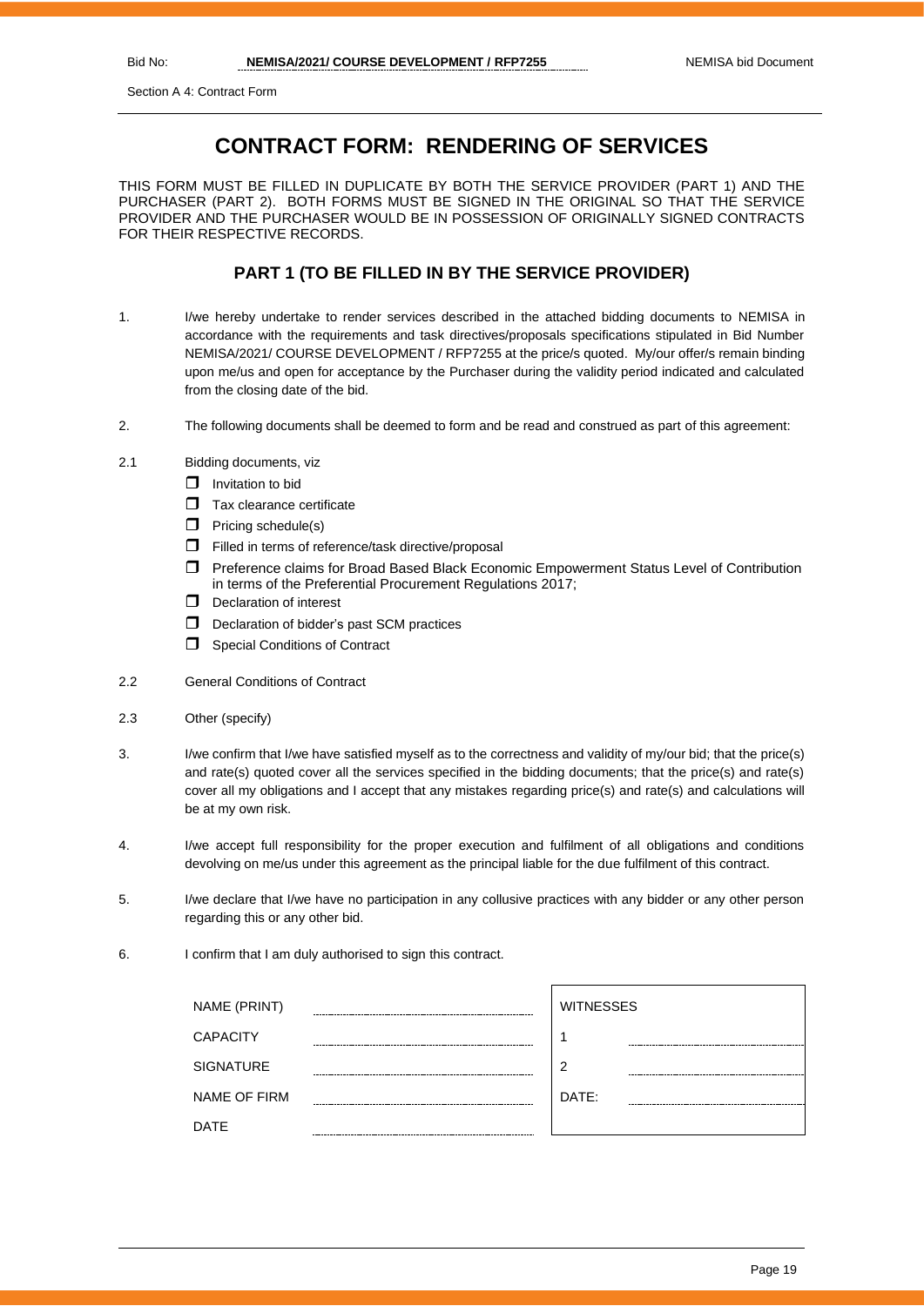Section A 4: Contract Form

# CONTRACT FORM: RENDERING OF SERVICES

THIS FORM MUST BE FILLED IN DUPLICATE BY BOTH THE SERVICE PROVIDER (PART 1) AND THE PURCHASER (PART 2). BOTH FORMS MUST BE SIGNED IN THE ORIGINAL SO THAT THE SERVICE PROVIDER AND THE PURCHASER WOULD BE IN POSSESSION OF ORIGINALLY SIGNED CONTRACTS FOR THEIR RESPECTIVE RECORDS.

## PART 1 (TO BE FILLED IN BY THE SERVICE PROVIDER)

1. I/we hereby undertake to render services described in the attached bidding documents to NEMISA in accordance with the requirements and task directives/proposals specifications stipulated in Bid Number NEMISA/2021/ COURSE DEVELOPMENT / RFP7255 at the price/s quoted. My/our offer/s remain binding upon me/us and open for acceptance by the Purchaser during the validity period indicated and calculated from the closing date of the bid.

2. The following documents shall be deemed to form and be read and construed as part of this agreement:

2.1 Bidding documents, viz
- ☐ Invitation to bid
- ☐ Tax clearance certificate
- ☐ Pricing schedule(s)
- ☐ Filled in terms of reference/task directive/proposal
- ☐ Preference claims for Broad Based Black Economic Empowerment Status Level of Contribution in terms of the Preferential Procurement Regulations 2017;
- ☐ Declaration of interest
- ☐ Declaration of bidder's past SCM practices
- ☐ Special Conditions of Contract

2.2 General Conditions of Contract

2.3 Other (specify)

3. I/we confirm that I/we have satisfied myself as to the correctness and validity of my/our bid; that the price(s) and rate(s) quoted cover all the services specified in the bidding documents; that the price(s) and rate(s) cover all my obligations and I accept that any mistakes regarding price(s) and rate(s) and calculations will be at my own risk.

4. I/we accept full responsibility for the proper execution and fulfilment of all obligations and conditions devolving on me/us under this agreement as the principal liable for the due fulfilment of this contract.

5. I/we declare that I/we have no participation in any collusive practices with any bidder or any other person regarding this or any other bid.

6. I confirm that I am duly authorised to sign this contract.

| | | WITNESSES | |
|---|---|---|---|
| NAME (PRINT) | ............................ | | |
| CAPACITY | ............................ | 1 | ............................ |
| SIGNATURE | ............................ | 2 | ............................ |
| NAME OF FIRM | ............................ | DATE: | ............................ |
| DATE | ............................ | | |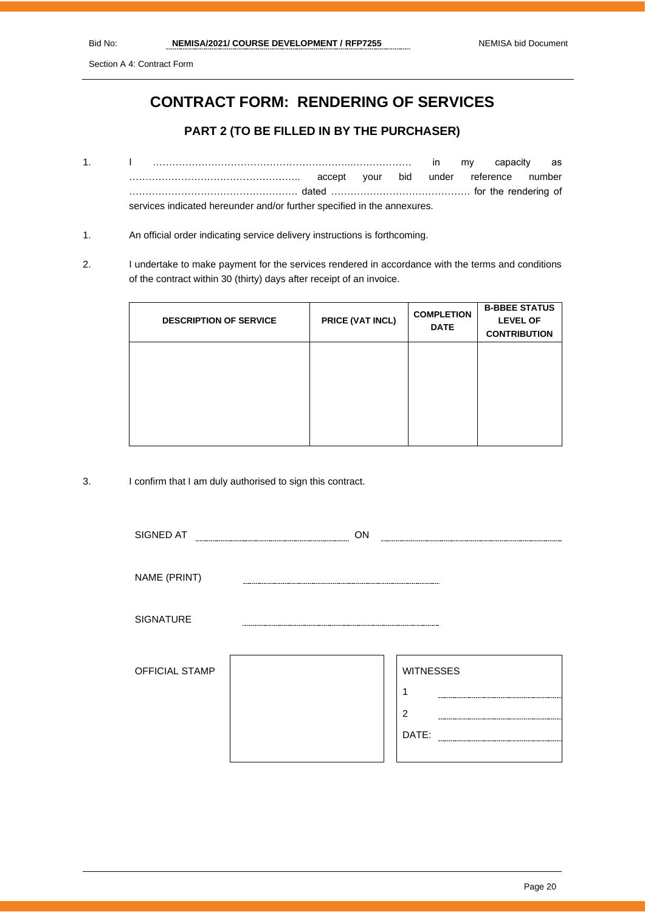Section A 4: Contract Form

# CONTRACT FORM: RENDERING OF SERVICES

## PART 2 (TO BE FILLED IN BY THE PURCHASER)

1. I ……………………………………………………..……………… in my capacity as …………………………………………….. accept your bid under reference number ……………………………………………. dated ……………………………………. for the rendering of services indicated hereunder and/or further specified in the annexures.

1. An official order indicating service delivery instructions is forthcoming.

2. I undertake to make payment for the services rendered in accordance with the terms and conditions of the contract within 30 (thirty) days after receipt of an invoice.

| DESCRIPTION OF SERVICE | PRICE (VAT INCL) | COMPLETION DATE | B-BBEE STATUS LEVEL OF CONTRIBUTION |
|---|---|---|---|
| | | | |

3. I confirm that I am duly authorised to sign this contract.

SIGNED AT ………………………… ON …………………………

NAME (PRINT) …………………………

SIGNATURE …………………………

OFFICIAL STAMP

WITNESSES

1 …………………………

2 …………………………

DATE: …………………………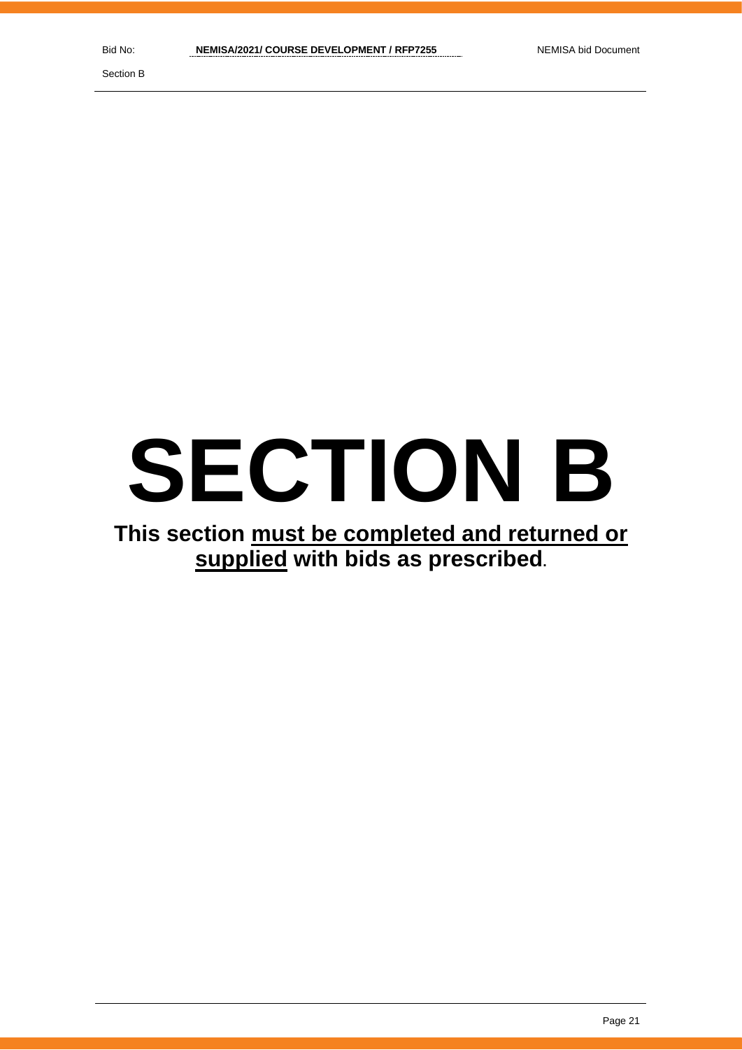# SECTION B

**This section must be completed and returned or supplied with bids as prescribed.**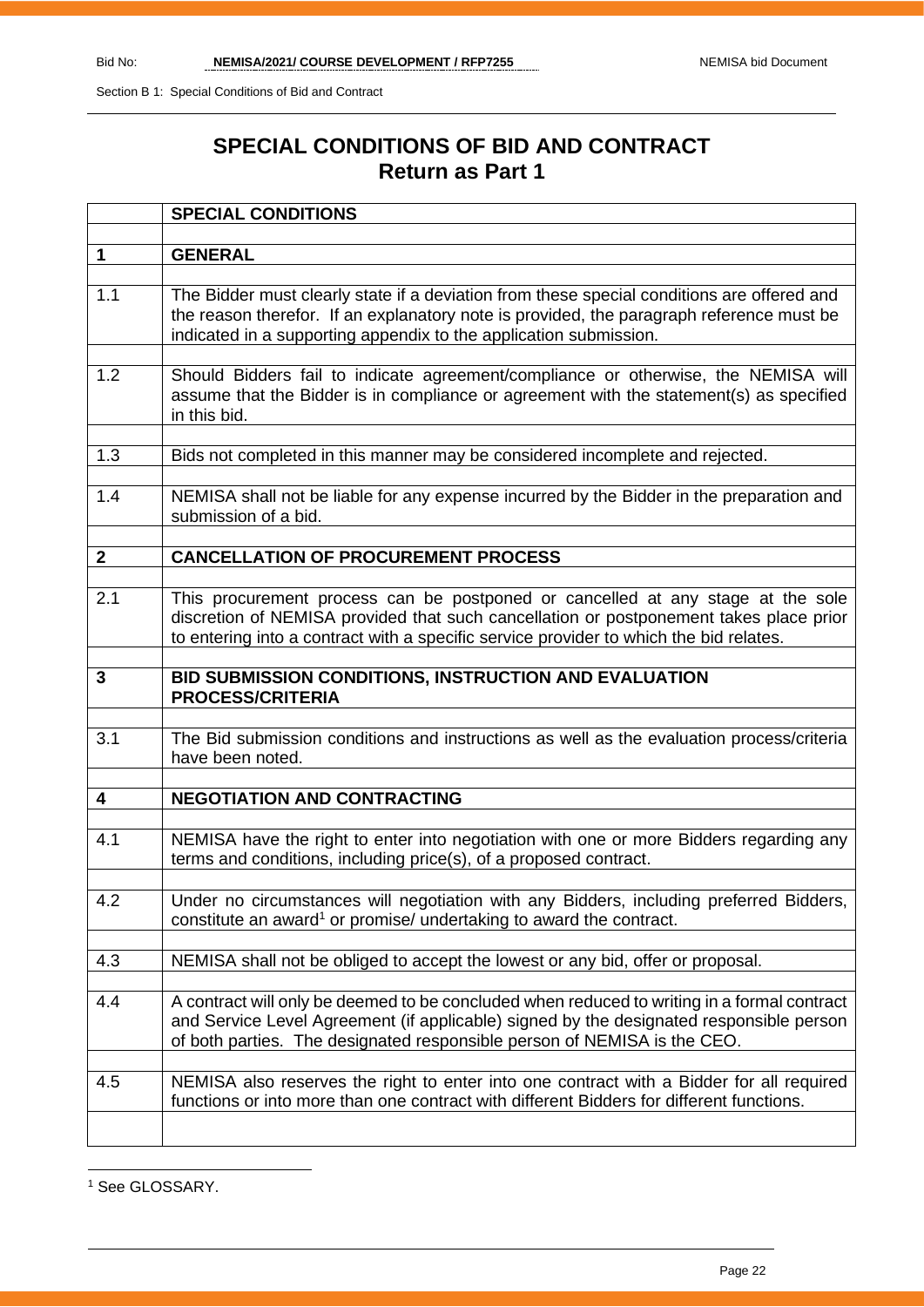Section B 1: Special Conditions of Bid and Contract

# SPECIAL CONDITIONS OF BID AND CONTRACT
## Return as Part 1

| | **SPECIAL CONDITIONS** |
|---|---|
| | |
| **1** | **GENERAL** |
| | |
| 1.1 | The Bidder must clearly state if a deviation from these special conditions are offered and the reason therefor. If an explanatory note is provided, the paragraph reference must be indicated in a supporting appendix to the application submission. |
| | |
| 1.2 | Should Bidders fail to indicate agreement/compliance or otherwise, the NEMISA will assume that the Bidder is in compliance or agreement with the statement(s) as specified in this bid. |
| | |
| 1.3 | Bids not completed in this manner may be considered incomplete and rejected. |
| | |
| 1.4 | NEMISA shall not be liable for any expense incurred by the Bidder in the preparation and submission of a bid. |
| | |
| **2** | **CANCELLATION OF PROCUREMENT PROCESS** |
| | |
| 2.1 | This procurement process can be postponed or cancelled at any stage at the sole discretion of NEMISA provided that such cancellation or postponement takes place prior to entering into a contract with a specific service provider to which the bid relates. |
| | |
| **3** | **BID SUBMISSION CONDITIONS, INSTRUCTION AND EVALUATION PROCESS/CRITERIA** |
| | |
| 3.1 | The Bid submission conditions and instructions as well as the evaluation process/criteria have been noted. |
| | |
| **4** | **NEGOTIATION AND CONTRACTING** |
| | |
| 4.1 | NEMISA have the right to enter into negotiation with one or more Bidders regarding any terms and conditions, including price(s), of a proposed contract. |
| | |
| 4.2 | Under no circumstances will negotiation with any Bidders, including preferred Bidders, constitute an award[1] or promise/ undertaking to award the contract. |
| | |
| 4.3 | NEMISA shall not be obliged to accept the lowest or any bid, offer or proposal. |
| | |
| 4.4 | A contract will only be deemed to be concluded when reduced to writing in a formal contract and Service Level Agreement (if applicable) signed by the designated responsible person of both parties. The designated responsible person of NEMISA is the CEO. |
| | |
| 4.5 | NEMISA also reserves the right to enter into one contract with a Bidder for all required functions or into more than one contract with different Bidders for different functions. |
| | |

[1] See GLOSSARY.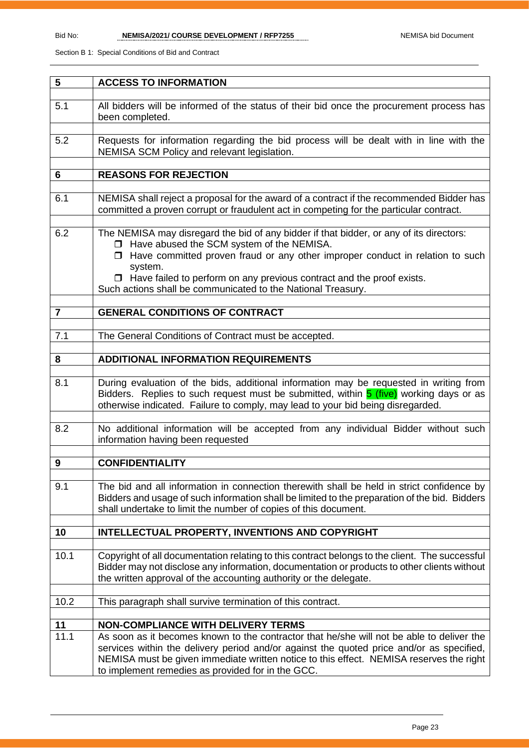| 5 | **ACCESS TO INFORMATION** |
|---|---|
| 5.1 | All bidders will be informed of the status of their bid once the procurement process has been completed. |
| 5.2 | Requests for information regarding the bid process will be dealt with in line with the NEMISA SCM Policy and relevant legislation. |
| **6** | **REASONS FOR REJECTION** |
| 6.1 | NEMISA shall reject a proposal for the award of a contract if the recommended Bidder has committed a proven corrupt or fraudulent act in competing for the particular contract. |
| 6.2 | The NEMISA may disregard the bid of any bidder if that bidder, or any of its directors:<br>❐ Have abused the SCM system of the NEMISA.<br>❐ Have committed proven fraud or any other improper conduct in relation to such system.<br>❐ Have failed to perform on any previous contract and the proof exists.<br>Such actions shall be communicated to the National Treasury. |
| **7** | **GENERAL CONDITIONS OF CONTRACT** |
| 7.1 | The General Conditions of Contract must be accepted. |
| **8** | **ADDITIONAL INFORMATION REQUIREMENTS** |
| 8.1 | During evaluation of the bids, additional information may be requested in writing from Bidders. Replies to such request must be submitted, within 5 (five) working days or as otherwise indicated. Failure to comply, may lead to your bid being disregarded. |
| 8.2 | No additional information will be accepted from any individual Bidder without such information having been requested |
| **9** | **CONFIDENTIALITY** |
| 9.1 | The bid and all information in connection therewith shall be held in strict confidence by Bidders and usage of such information shall be limited to the preparation of the bid. Bidders shall undertake to limit the number of copies of this document. |
| **10** | **INTELLECTUAL PROPERTY, INVENTIONS AND COPYRIGHT** |
| 10.1 | Copyright of all documentation relating to this contract belongs to the client. The successful Bidder may not disclose any information, documentation or products to other clients without the written approval of the accounting authority or the delegate. |
| 10.2 | This paragraph shall survive termination of this contract. |
| **11** | **NON-COMPLIANCE WITH DELIVERY TERMS** |
| 11.1 | As soon as it becomes known to the contractor that he/she will not be able to deliver the services within the delivery period and/or against the quoted price and/or as specified, NEMISA must be given immediate written notice to this effect. NEMISA reserves the right to implement remedies as provided for in the GCC. |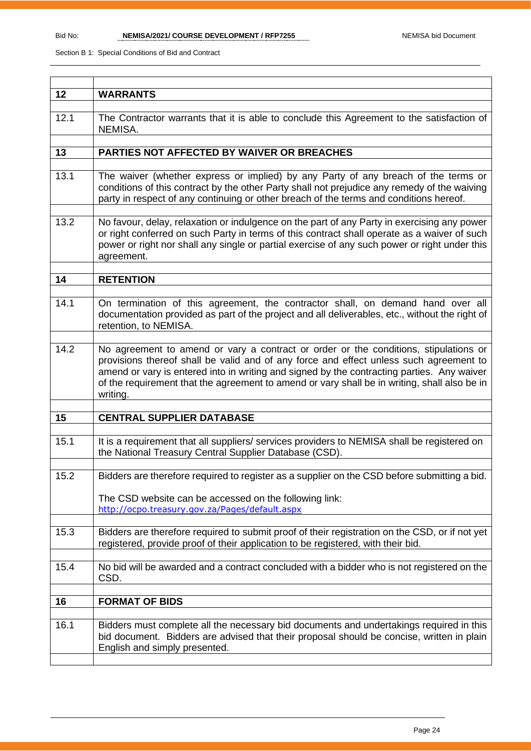| | |
|---|---|
| **12** | **WARRANTS** |
| 12.1 | The Contractor warrants that it is able to conclude this Agreement to the satisfaction of NEMISA. |
| **13** | **PARTIES NOT AFFECTED BY WAIVER OR BREACHES** |
| 13.1 | The waiver (whether express or implied) by any Party of any breach of the terms or conditions of this contract by the other Party shall not prejudice any remedy of the waiving party in respect of any continuing or other breach of the terms and conditions hereof. |
| 13.2 | No favour, delay, relaxation or indulgence on the part of any Party in exercising any power or right conferred on such Party in terms of this contract shall operate as a waiver of such power or right nor shall any single or partial exercise of any such power or right under this agreement. |
| **14** | **RETENTION** |
| 14.1 | On termination of this agreement, the contractor shall, on demand hand over all documentation provided as part of the project and all deliverables, etc., without the right of retention, to NEMISA. |
| 14.2 | No agreement to amend or vary a contract or order or the conditions, stipulations or provisions thereof shall be valid and of any force and effect unless such agreement to amend or vary is entered into in writing and signed by the contracting parties. Any waiver of the requirement that the agreement to amend or vary shall be in writing, shall also be in writing. |
| **15** | **CENTRAL SUPPLIER DATABASE** |
| 15.1 | It is a requirement that all suppliers/ services providers to NEMISA shall be registered on the National Treasury Central Supplier Database (CSD). |
| 15.2 | Bidders are therefore required to register as a supplier on the CSD before submitting a bid.<br><br>The CSD website can be accessed on the following link:<br>http://ocpo.treasury.gov.za/Pages/default.aspx |
| 15.3 | Bidders are therefore required to submit proof of their registration on the CSD, or if not yet registered, provide proof of their application to be registered, with their bid. |
| 15.4 | No bid will be awarded and a contract concluded with a bidder who is not registered on the CSD. |
| **16** | **FORMAT OF BIDS** |
| 16.1 | Bidders must complete all the necessary bid documents and undertakings required in this bid document. Bidders are advised that their proposal should be concise, written in plain English and simply presented. |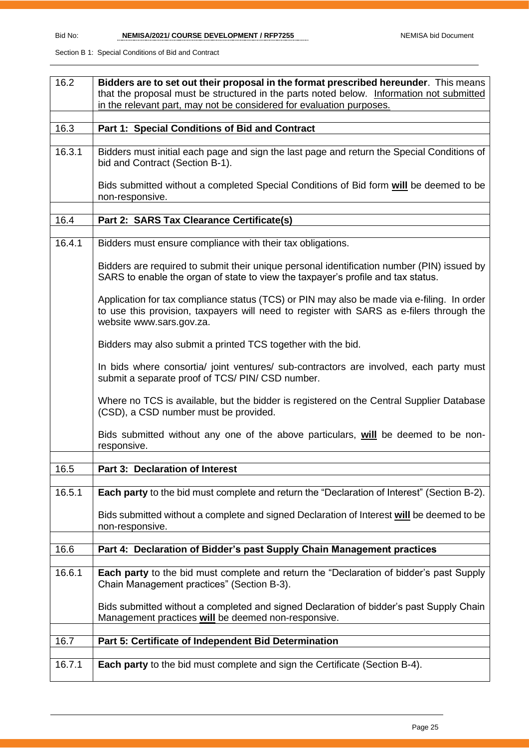| | |
|---|---|
| 16.2 | **Bidders are to set out their proposal in the format prescribed hereunder**. This means that the proposal must be structured in the parts noted below. Information not submitted in the relevant part, may not be considered for evaluation purposes. |
| | |
| 16.3 | **Part 1: Special Conditions of Bid and Contract** |
| | |
| 16.3.1 | Bidders must initial each page and sign the last page and return the Special Conditions of bid and Contract (Section B-1).<br><br>Bids submitted without a completed Special Conditions of Bid form **will** be deemed to be non-responsive. |
| | |
| 16.4 | **Part 2: SARS Tax Clearance Certificate(s)** |
| | |
| 16.4.1 | Bidders must ensure compliance with their tax obligations.<br><br>Bidders are required to submit their unique personal identification number (PIN) issued by SARS to enable the organ of state to view the taxpayer's profile and tax status.<br><br>Application for tax compliance status (TCS) or PIN may also be made via e-filing. In order to use this provision, taxpayers will need to register with SARS as e-filers through the website www.sars.gov.za.<br><br>Bidders may also submit a printed TCS together with the bid.<br><br>In bids where consortia/ joint ventures/ sub-contractors are involved, each party must submit a separate proof of TCS/ PIN/ CSD number.<br><br>Where no TCS is available, but the bidder is registered on the Central Supplier Database (CSD), a CSD number must be provided.<br><br>Bids submitted without any one of the above particulars, **will** be deemed to be non-responsive. |
| | |
| 16.5 | **Part 3: Declaration of Interest** |
| | |
| 16.5.1 | **Each party** to the bid must complete and return the "Declaration of Interest" (Section B-2).<br><br>Bids submitted without a complete and signed Declaration of Interest **will** be deemed to be non-responsive. |
| | |
| 16.6 | **Part 4: Declaration of Bidder's past Supply Chain Management practices** |
| | |
| 16.6.1 | **Each party** to the bid must complete and return the "Declaration of bidder's past Supply Chain Management practices" (Section B-3).<br><br>Bids submitted without a completed and signed Declaration of bidder's past Supply Chain Management practices **will** be deemed non-responsive. |
| | |
| 16.7 | **Part 5: Certificate of Independent Bid Determination** |
| | |
| 16.7.1 | **Each party** to the bid must complete and sign the Certificate (Section B-4). |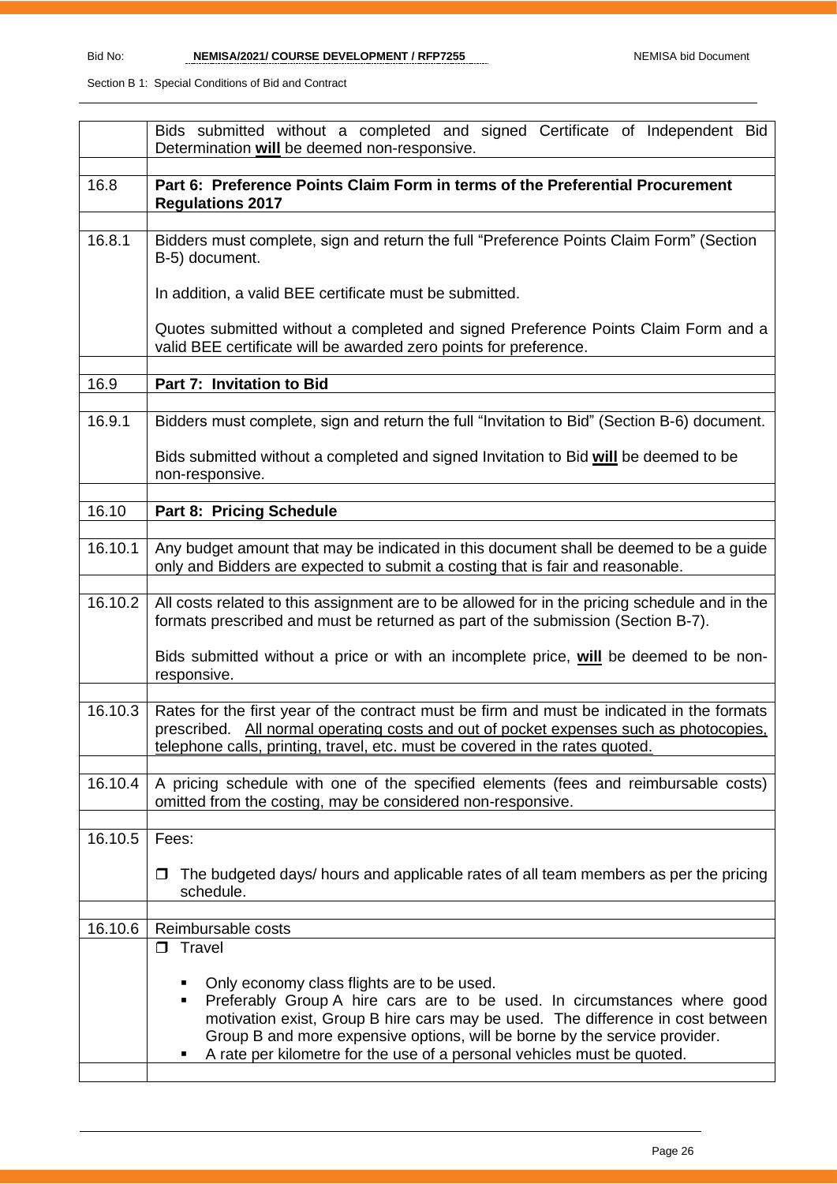| | |
|---|---|
| | Bids submitted without a completed and signed Certificate of Independent Bid Determination **will** be deemed non-responsive. |
| | |
| 16.8 | **Part 6: Preference Points Claim Form in terms of the Preferential Procurement Regulations 2017** |
| | |
| 16.8.1 | Bidders must complete, sign and return the full "Preference Points Claim Form" (Section B-5) document.<br><br>In addition, a valid BEE certificate must be submitted.<br><br>Quotes submitted without a completed and signed Preference Points Claim Form and a valid BEE certificate will be awarded zero points for preference. |
| | |
| 16.9 | **Part 7: Invitation to Bid** |
| | |
| 16.9.1 | Bidders must complete, sign and return the full "Invitation to Bid" (Section B-6) document.<br><br>Bids submitted without a completed and signed Invitation to Bid **will** be deemed to be non-responsive. |
| | |
| 16.10 | **Part 8: Pricing Schedule** |
| | |
| 16.10.1 | Any budget amount that may be indicated in this document shall be deemed to be a guide only and Bidders are expected to submit a costing that is fair and reasonable. |
| | |
| 16.10.2 | All costs related to this assignment are to be allowed for in the pricing schedule and in the formats prescribed and must be returned as part of the submission (Section B-7).<br><br>Bids submitted without a price or with an incomplete price, **will** be deemed to be non-responsive. |
| | |
| 16.10.3 | Rates for the first year of the contract must be firm and must be indicated in the formats prescribed. <u>All normal operating costs and out of pocket expenses such as photocopies, telephone calls, printing, travel, etc. must be covered in the rates quoted.</u> |
| | |
| 16.10.4 | A pricing schedule with one of the specified elements (fees and reimbursable costs) omitted from the costing, may be considered non-responsive. |
| | |
| 16.10.5 | Fees:<br><br>❒ The budgeted days/ hours and applicable rates of all team members as per the pricing schedule. |
| | |
| 16.10.6 | Reimbursable costs |
| | ❒ Travel<br><br>▪ Only economy class flights are to be used.<br>▪ Preferably Group A hire cars are to be used. In circumstances where good motivation exist, Group B hire cars may be used. The difference in cost between Group B and more expensive options, will be borne by the service provider.<br>▪ A rate per kilometre for the use of a personal vehicles must be quoted. |
| | |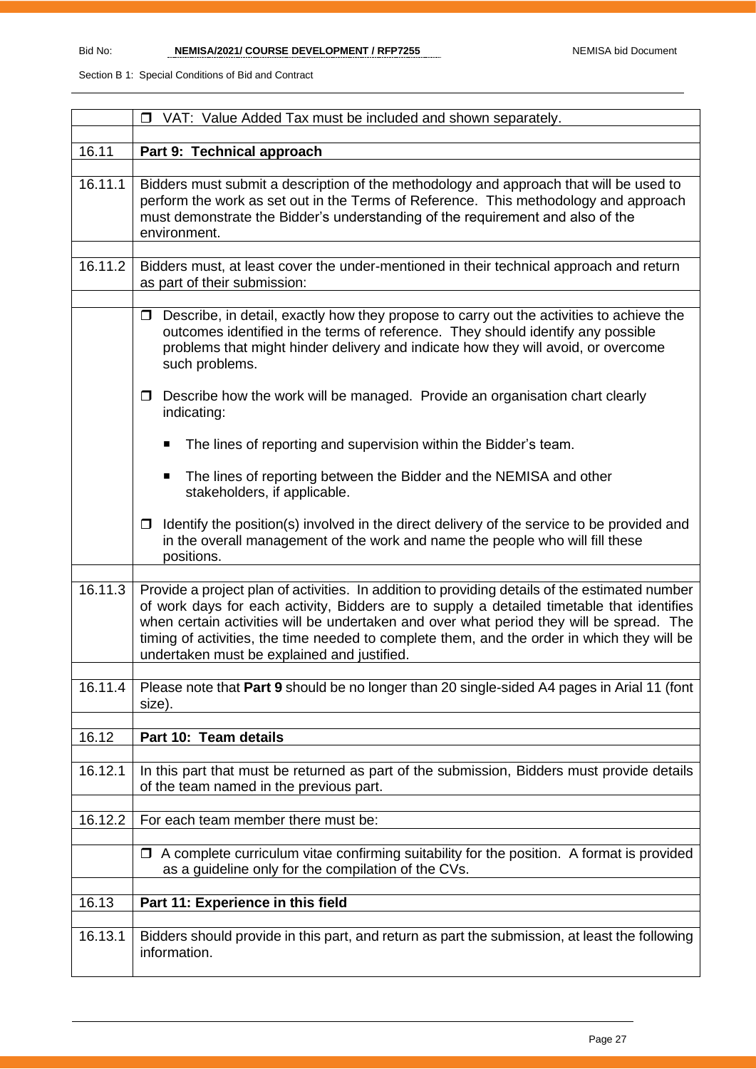| | |
|---|---|
| | ❒ VAT: Value Added Tax must be included and shown separately. |
| 16.11 | **Part 9: Technical approach** |
| 16.11.1 | Bidders must submit a description of the methodology and approach that will be used to perform the work as set out in the Terms of Reference. This methodology and approach must demonstrate the Bidder's understanding of the requirement and also of the environment. |
| 16.11.2 | Bidders must, at least cover the under-mentioned in their technical approach and return as part of their submission: |
| | ❒ Describe, in detail, exactly how they propose to carry out the activities to achieve the outcomes identified in the terms of reference. They should identify any possible problems that might hinder delivery and indicate how they will avoid, or overcome such problems.<br><br>❒ Describe how the work will be managed. Provide an organisation chart clearly indicating:<br><br>■ The lines of reporting and supervision within the Bidder's team.<br><br>■ The lines of reporting between the Bidder and the NEMISA and other stakeholders, if applicable.<br><br>❒ Identify the position(s) involved in the direct delivery of the service to be provided and in the overall management of the work and name the people who will fill these positions. |
| 16.11.3 | Provide a project plan of activities. In addition to providing details of the estimated number of work days for each activity, Bidders are to supply a detailed timetable that identifies when certain activities will be undertaken and over what period they will be spread. The timing of activities, the time needed to complete them, and the order in which they will be undertaken must be explained and justified. |
| 16.11.4 | Please note that **Part 9** should be no longer than 20 single-sided A4 pages in Arial 11 (font size). |
| 16.12 | **Part 10: Team details** |
| 16.12.1 | In this part that must be returned as part of the submission, Bidders must provide details of the team named in the previous part. |
| 16.12.2 | For each team member there must be: |
| | ❒ A complete curriculum vitae confirming suitability for the position. A format is provided as a guideline only for the compilation of the CVs. |
| 16.13 | **Part 11: Experience in this field** |
| 16.13.1 | Bidders should provide in this part, and return as part the submission, at least the following information. |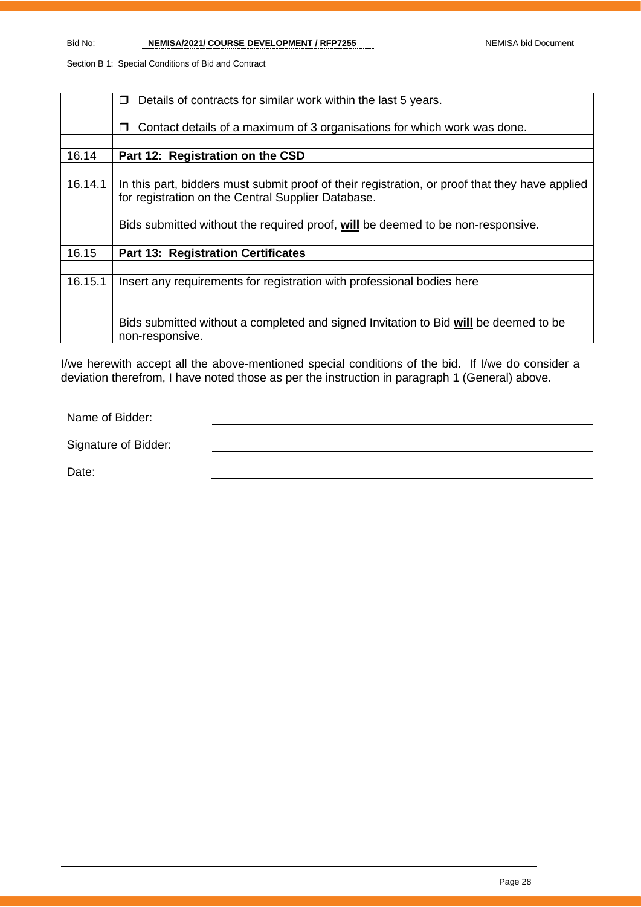| | |
|---|---|
| | ❒ Details of contracts for similar work within the last 5 years.<br><br>❒ Contact details of a maximum of 3 organisations for which work was done. |
| | |
| 16.14 | **Part 12: Registration on the CSD** |
| | |
| 16.14.1 | In this part, bidders must submit proof of their registration, or proof that they have applied for registration on the Central Supplier Database.<br><br>Bids submitted without the required proof, **will** be deemed to be non-responsive. |
| | |
| 16.15 | **Part 13: Registration Certificates** |
| | |
| 16.15.1 | Insert any requirements for registration with professional bodies here<br><br>Bids submitted without a completed and signed Invitation to Bid **will** be deemed to be non-responsive. |

I/we herewith accept all the above-mentioned special conditions of the bid. If I/we do consider a deviation therefrom, I have noted those as per the instruction in paragraph 1 (General) above.

Name of Bidder: ______________________________

Signature of Bidder: ______________________________

Date: ______________________________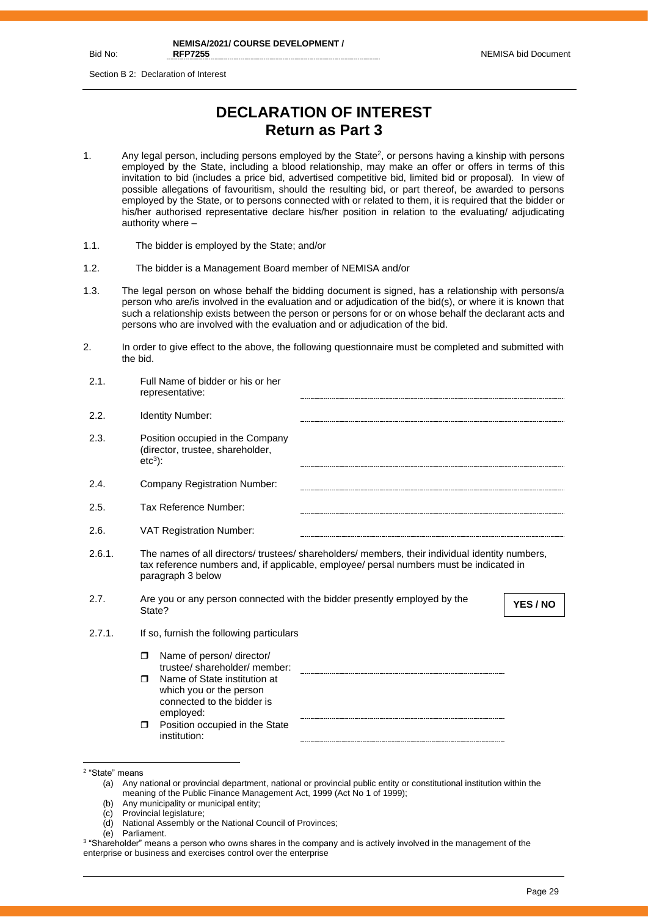# DECLARATION OF INTEREST
## Return as Part 3

1. Any legal person, including persons employed by the State[2], or persons having a kinship with persons employed by the State, including a blood relationship, may make an offer or offers in terms of this invitation to bid (includes a price bid, advertised competitive bid, limited bid or proposal). In view of possible allegations of favouritism, should the resulting bid, or part thereof, be awarded to persons employed by the State, or to persons connected with or related to them, it is required that the bidder or his/her authorised representative declare his/her position in relation to the evaluating/ adjudicating authority where –

1.1. The bidder is employed by the State; and/or

1.2. The bidder is a Management Board member of NEMISA and/or

1.3. The legal person on whose behalf the bidding document is signed, has a relationship with persons/a person who are/is involved in the evaluation and or adjudication of the bid(s), or where it is known that such a relationship exists between the person or persons for or on whose behalf the declarant acts and persons who are involved with the evaluation and or adjudication of the bid.

2. In order to give effect to the above, the following questionnaire must be completed and submitted with the bid.

2.1. Full Name of bidder or his or her representative: ............................................

2.2. Identity Number: ............................................

2.3. Position occupied in the Company (director, trustee, shareholder, etc[3]): ............................................

2.4. Company Registration Number: ............................................

2.5. Tax Reference Number: ............................................

2.6. VAT Registration Number: ............................................

2.6.1. The names of all directors/ trustees/ shareholders/ members, their individual identity numbers, tax reference numbers and, if applicable, employee/ persal numbers must be indicated in paragraph 3 below

2.7. Are you or any person connected with the bidder presently employed by the State? **YES / NO**

2.7.1. If so, furnish the following particulars

- Name of person/ director/ trustee/ shareholder/ member: ............................................
- Name of State institution at which you or the person connected to the bidder is employed: ............................................
- Position occupied in the State institution: ............................................

---

[2] "State" means
(a) Any national or provincial department, national or provincial public entity or constitutional institution within the meaning of the Public Finance Management Act, 1999 (Act No 1 of 1999);
(b) Any municipality or municipal entity;
(c) Provincial legislature;
(d) National Assembly or the National Council of Provinces;
(e) Parliament.

[3] "Shareholder" means a person who owns shares in the company and is actively involved in the management of the enterprise or business and exercises control over the enterprise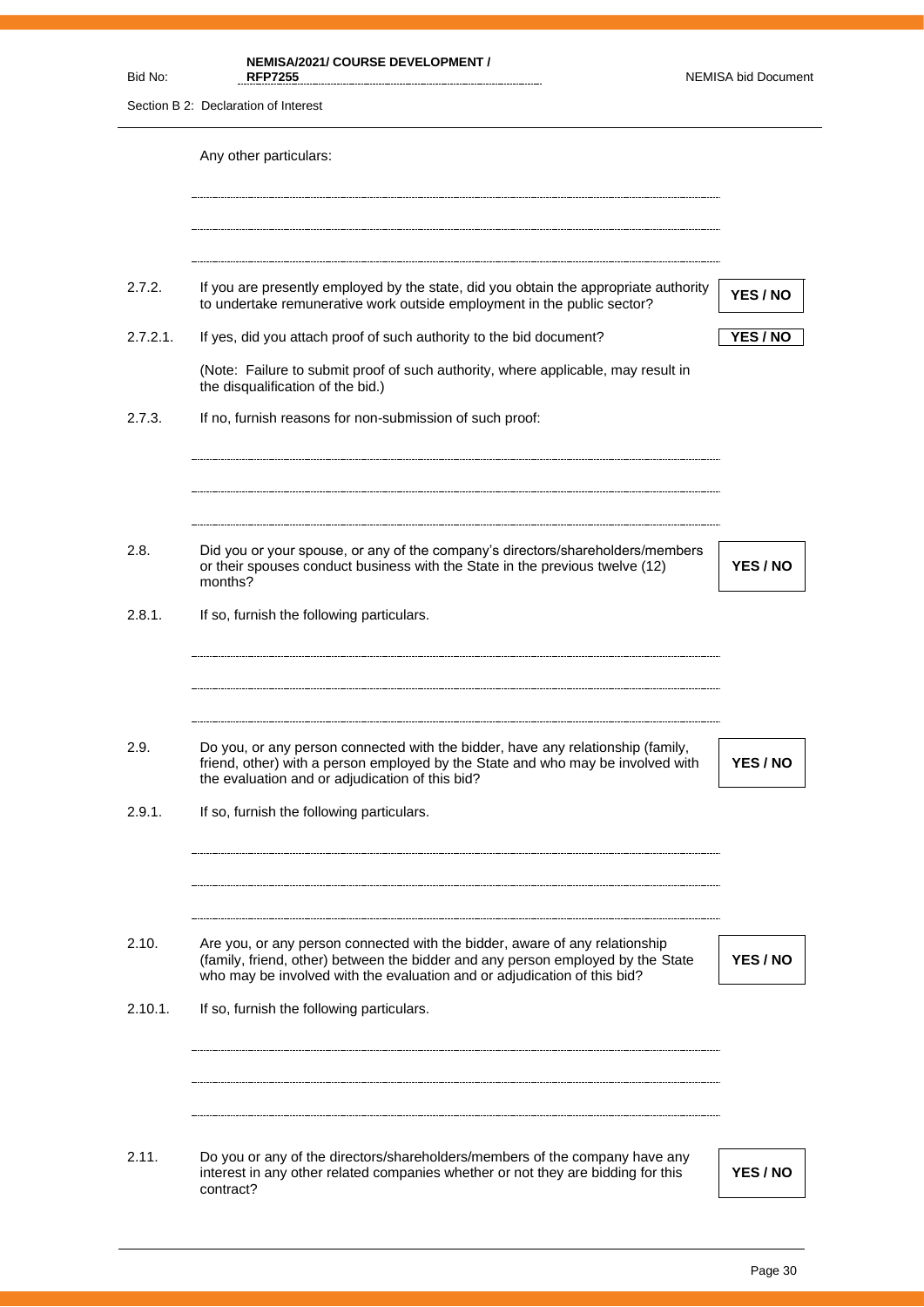Any other particulars:

.............................................................................................................................................

.............................................................................................................................................

.............................................................................................................................................

| | | |
|---|---|---|
| 2.7.2. | If you are presently employed by the state, did you obtain the appropriate authority to undertake remunerative work outside employment in the public sector? | **YES / NO** |
| 2.7.2.1. | If yes, did you attach proof of such authority to the bid document? | **YES / NO** |

(Note: Failure to submit proof of such authority, where applicable, may result in the disqualification of the bid.)

2.7.3. If no, furnish reasons for non-submission of such proof:

.............................................................................................................................................

.............................................................................................................................................

.............................................................................................................................................

| | | |
|---|---|---|
| 2.8. | Did you or your spouse, or any of the company's directors/shareholders/members or their spouses conduct business with the State in the previous twelve (12) months? | **YES / NO** |

2.8.1. If so, furnish the following particulars.

.............................................................................................................................................

.............................................................................................................................................

.............................................................................................................................................

| | | |
|---|---|---|
| 2.9. | Do you, or any person connected with the bidder, have any relationship (family, friend, other) with a person employed by the State and who may be involved with the evaluation and or adjudication of this bid? | **YES / NO** |

2.9.1. If so, furnish the following particulars.

.............................................................................................................................................

.............................................................................................................................................

.............................................................................................................................................

| | | |
|---|---|---|
| 2.10. | Are you, or any person connected with the bidder, aware of any relationship (family, friend, other) between the bidder and any person employed by the State who may be involved with the evaluation and or adjudication of this bid? | **YES / NO** |

2.10.1. If so, furnish the following particulars.

.............................................................................................................................................

.............................................................................................................................................

.............................................................................................................................................

| | | |
|---|---|---|
| 2.11. | Do you or any of the directors/shareholders/members of the company have any interest in any other related companies whether or not they are bidding for this contract? | **YES / NO** |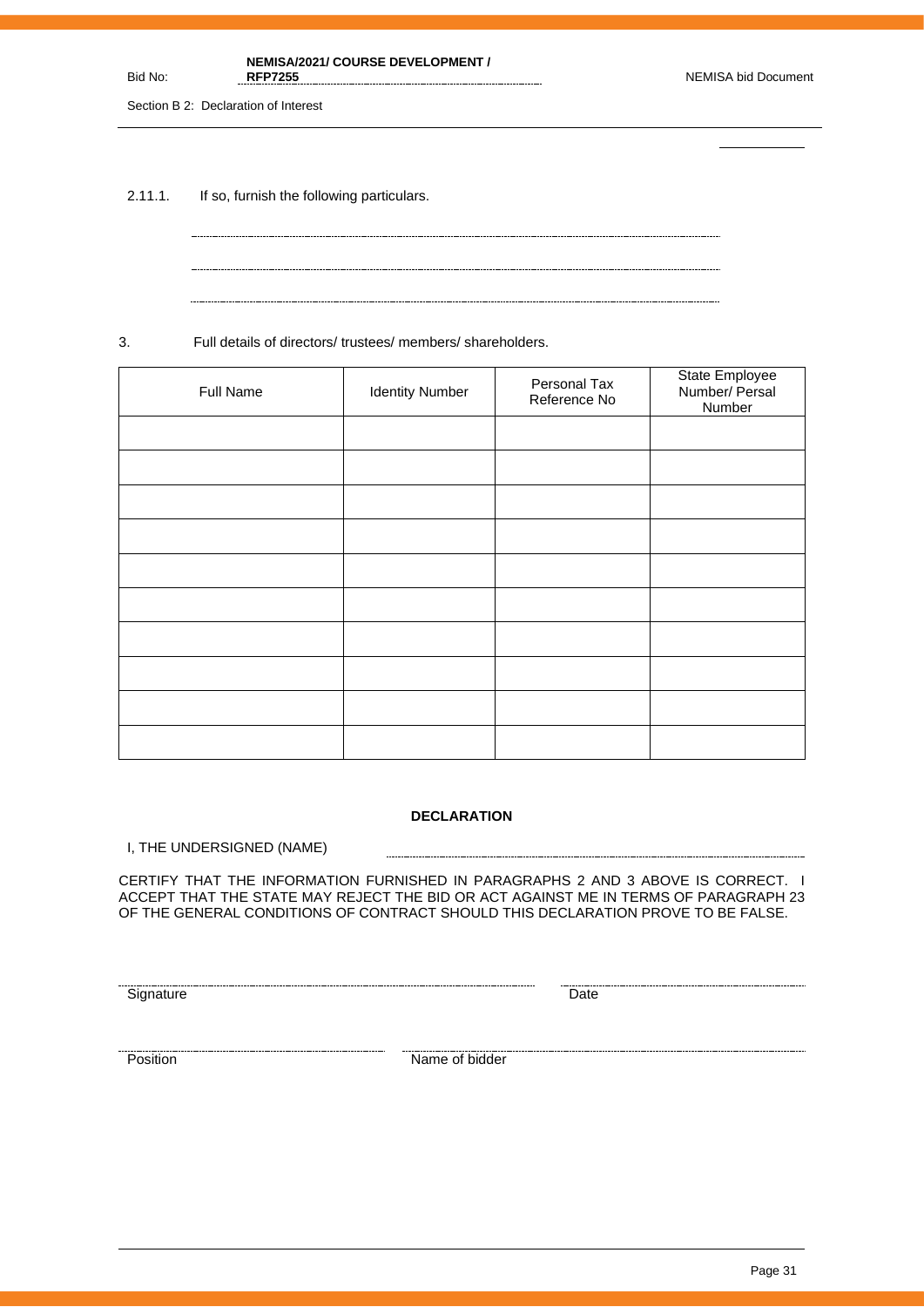2.11.1. If so, furnish the following particulars.

………………………………………………………………………………………………

………………………………………………………………………………………………

………………………………………………………………………………………………

3. Full details of directors/ trustees/ members/ shareholders.

| Full Name | Identity Number | Personal Tax Reference No | State Employee Number/ Persal Number |
|---|---|---|---|
| | | | |
| | | | |
| | | | |
| | | | |
| | | | |
| | | | |
| | | | |
| | | | |
| | | | |
| | | | |

**DECLARATION**

I, THE UNDERSIGNED (NAME) ………………………………………………………………

CERTIFY THAT THE INFORMATION FURNISHED IN PARAGRAPHS 2 AND 3 ABOVE IS CORRECT. I ACCEPT THAT THE STATE MAY REJECT THE BID OR ACT AGAINST ME IN TERMS OF PARAGRAPH 23 OF THE GENERAL CONDITIONS OF CONTRACT SHOULD THIS DECLARATION PROVE TO BE FALSE.

……………………………………………… ………………………………
Signature Date

……………………………………………… ………………………………
Position Name of bidder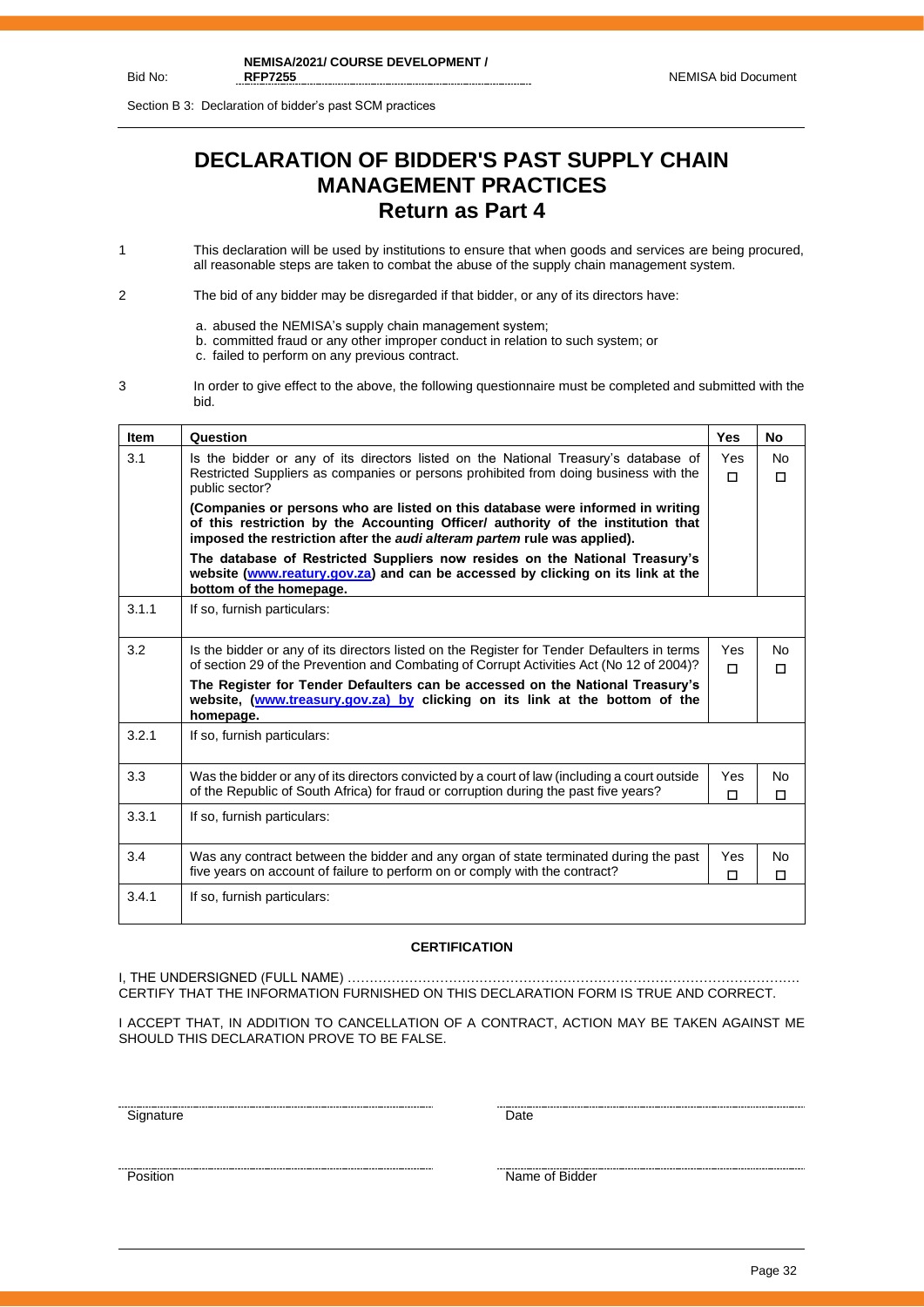# DECLARATION OF BIDDER'S PAST SUPPLY CHAIN MANAGEMENT PRACTICES

## Return as Part 4

1 This declaration will be used by institutions to ensure that when goods and services are being procured, all reasonable steps are taken to combat the abuse of the supply chain management system.

2 The bid of any bidder may be disregarded if that bidder, or any of its directors have:

a. abused the NEMISA's supply chain management system;
b. committed fraud or any other improper conduct in relation to such system; or
c. failed to perform on any previous contract.

3 In order to give effect to the above, the following questionnaire must be completed and submitted with the bid.

| Item | Question | Yes | No |
|---|---|---|---|
| 3.1 | Is the bidder or any of its directors listed on the National Treasury's database of Restricted Suppliers as companies or persons prohibited from doing business with the public sector?<br>**(Companies or persons who are listed on this database were informed in writing of this restriction by the Accounting Officer/ authority of the institution that imposed the restriction after the *audi alteram partem* rule was applied).**<br>**The database of Restricted Suppliers now resides on the National Treasury's website (www.reatury.gov.za) and can be accessed by clicking on its link at the bottom of the homepage.** | Yes ☐ | No ☐ |
| 3.1.1 | If so, furnish particulars: | | |
| 3.2 | Is the bidder or any of its directors listed on the Register for Tender Defaulters in terms of section 29 of the Prevention and Combating of Corrupt Activities Act (No 12 of 2004)?<br>**The Register for Tender Defaulters can be accessed on the National Treasury's website, (www.treasury.gov.za) by clicking on its link at the bottom of the homepage.** | Yes ☐ | No ☐ |
| 3.2.1 | If so, furnish particulars: | | |
| 3.3 | Was the bidder or any of its directors convicted by a court of law (including a court outside of the Republic of South Africa) for fraud or corruption during the past five years? | Yes ☐ | No ☐ |
| 3.3.1 | If so, furnish particulars: | | |
| 3.4 | Was any contract between the bidder and any organ of state terminated during the past five years on account of failure to perform on or comply with the contract? | Yes ☐ | No ☐ |
| 3.4.1 | If so, furnish particulars: | | |

**CERTIFICATION**

I, THE UNDERSIGNED (FULL NAME) ……………………………………………………………………………………… CERTIFY THAT THE INFORMATION FURNISHED ON THIS DECLARATION FORM IS TRUE AND CORRECT.

I ACCEPT THAT, IN ADDITION TO CANCELLATION OF A CONTRACT, ACTION MAY BE TAKEN AGAINST ME SHOULD THIS DECLARATION PROVE TO BE FALSE.

Signature ……………………………… Date ………………………………

Position ……………………………… Name of Bidder ………………………………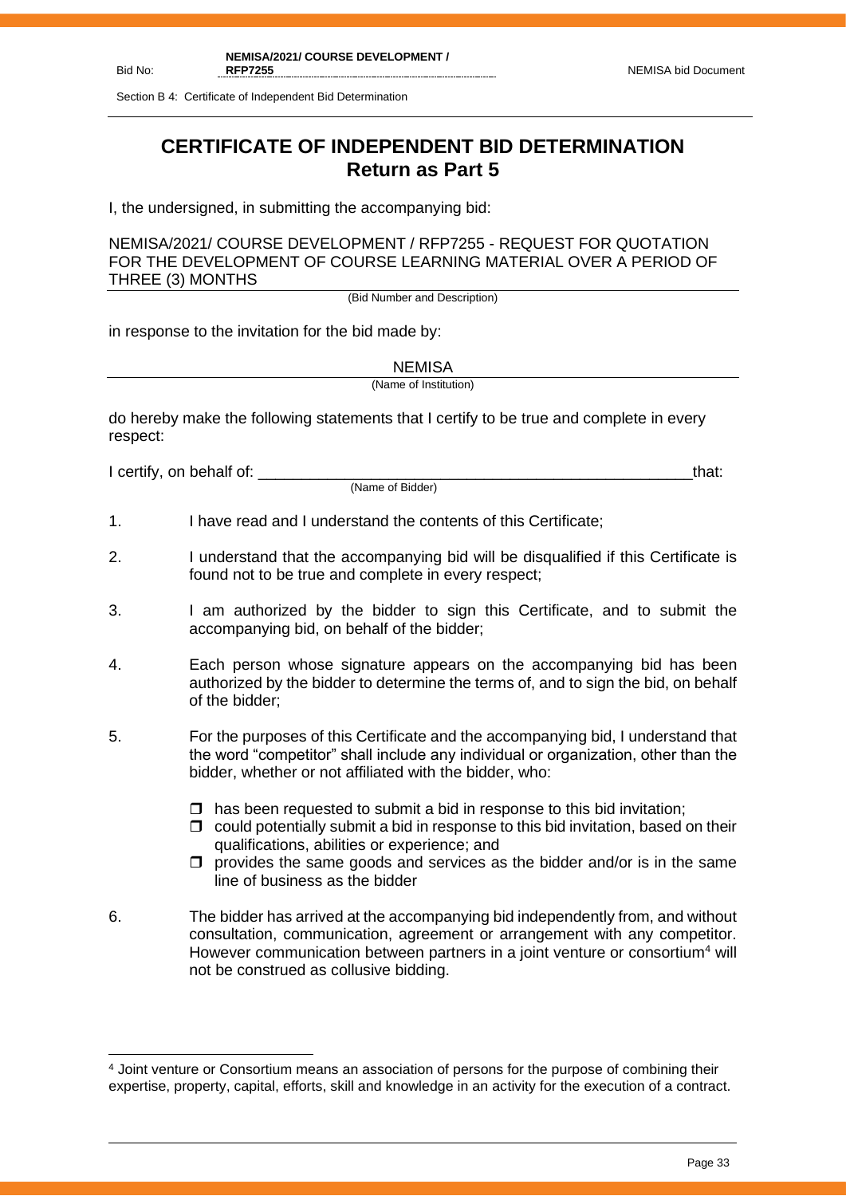# CERTIFICATE OF INDEPENDENT BID DETERMINATION
## Return as Part 5

I, the undersigned, in submitting the accompanying bid:

NEMISA/2021/ COURSE DEVELOPMENT / RFP7255 - REQUEST FOR QUOTATION FOR THE DEVELOPMENT OF COURSE LEARNING MATERIAL OVER A PERIOD OF THREE (3) MONTHS

(Bid Number and Description)

in response to the invitation for the bid made by:

NEMISA

(Name of Institution)

do hereby make the following statements that I certify to be true and complete in every respect:

I certify, on behalf of: ___________________________________________________that:

(Name of Bidder)

1. I have read and I understand the contents of this Certificate;

2. I understand that the accompanying bid will be disqualified if this Certificate is found not to be true and complete in every respect;

3. I am authorized by the bidder to sign this Certificate, and to submit the accompanying bid, on behalf of the bidder;

4. Each person whose signature appears on the accompanying bid has been authorized by the bidder to determine the terms of, and to sign the bid, on behalf of the bidder;

5. For the purposes of this Certificate and the accompanying bid, I understand that the word "competitor" shall include any individual or organization, other than the bidder, whether or not affiliated with the bidder, who:

   - has been requested to submit a bid in response to this bid invitation;
   - could potentially submit a bid in response to this bid invitation, based on their qualifications, abilities or experience; and
   - provides the same goods and services as the bidder and/or is in the same line of business as the bidder

6. The bidder has arrived at the accompanying bid independently from, and without consultation, communication, agreement or arrangement with any competitor. However communication between partners in a joint venture or consortium[4] will not be construed as collusive bidding.

[4] Joint venture or Consortium means an association of persons for the purpose of combining their expertise, property, capital, efforts, skill and knowledge in an activity for the execution of a contract.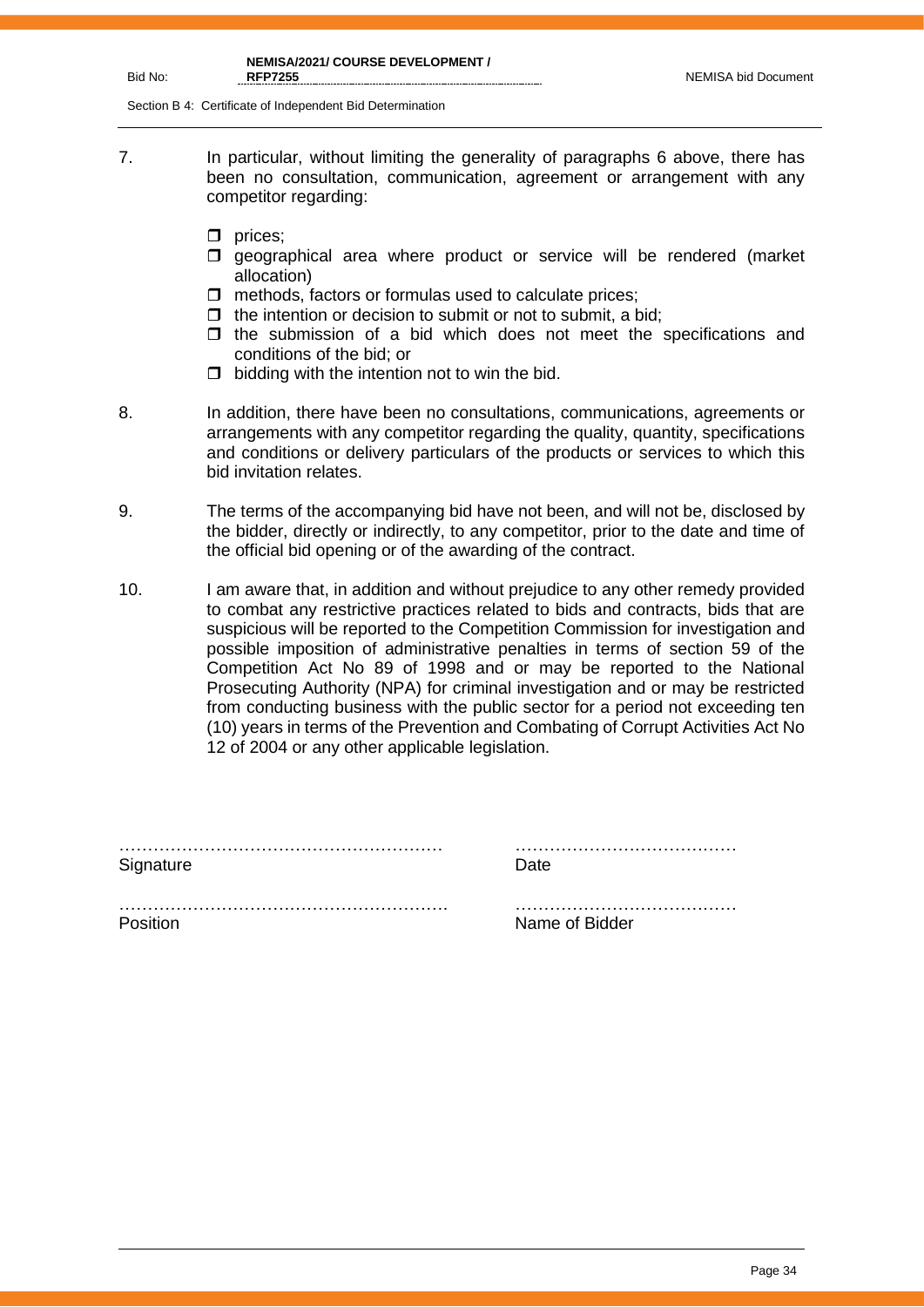7. In particular, without limiting the generality of paragraphs 6 above, there has been no consultation, communication, agreement or arrangement with any competitor regarding:

   - ❒ prices;
   - ❒ geographical area where product or service will be rendered (market allocation)
   - ❒ methods, factors or formulas used to calculate prices;
   - ❒ the intention or decision to submit or not to submit, a bid;
   - ❒ the submission of a bid which does not meet the specifications and conditions of the bid; or
   - ❒ bidding with the intention not to win the bid.

8. In addition, there have been no consultations, communications, agreements or arrangements with any competitor regarding the quality, quantity, specifications and conditions or delivery particulars of the products or services to which this bid invitation relates.

9. The terms of the accompanying bid have not been, and will not be, disclosed by the bidder, directly or indirectly, to any competitor, prior to the date and time of the official bid opening or of the awarding of the contract.

10. I am aware that, in addition and without prejudice to any other remedy provided to combat any restrictive practices related to bids and contracts, bids that are suspicious will be reported to the Competition Commission for investigation and possible imposition of administrative penalties in terms of section 59 of the Competition Act No 89 of 1998 and or may be reported to the National Prosecuting Authority (NPA) for criminal investigation and or may be restricted from conducting business with the public sector for a period not exceeding ten (10) years in terms of the Prevention and Combating of Corrupt Activities Act No 12 of 2004 or any other applicable legislation.

………………………………………………… ………………………………
Signature Date

………………………………………………… ………………………………
Position Name of Bidder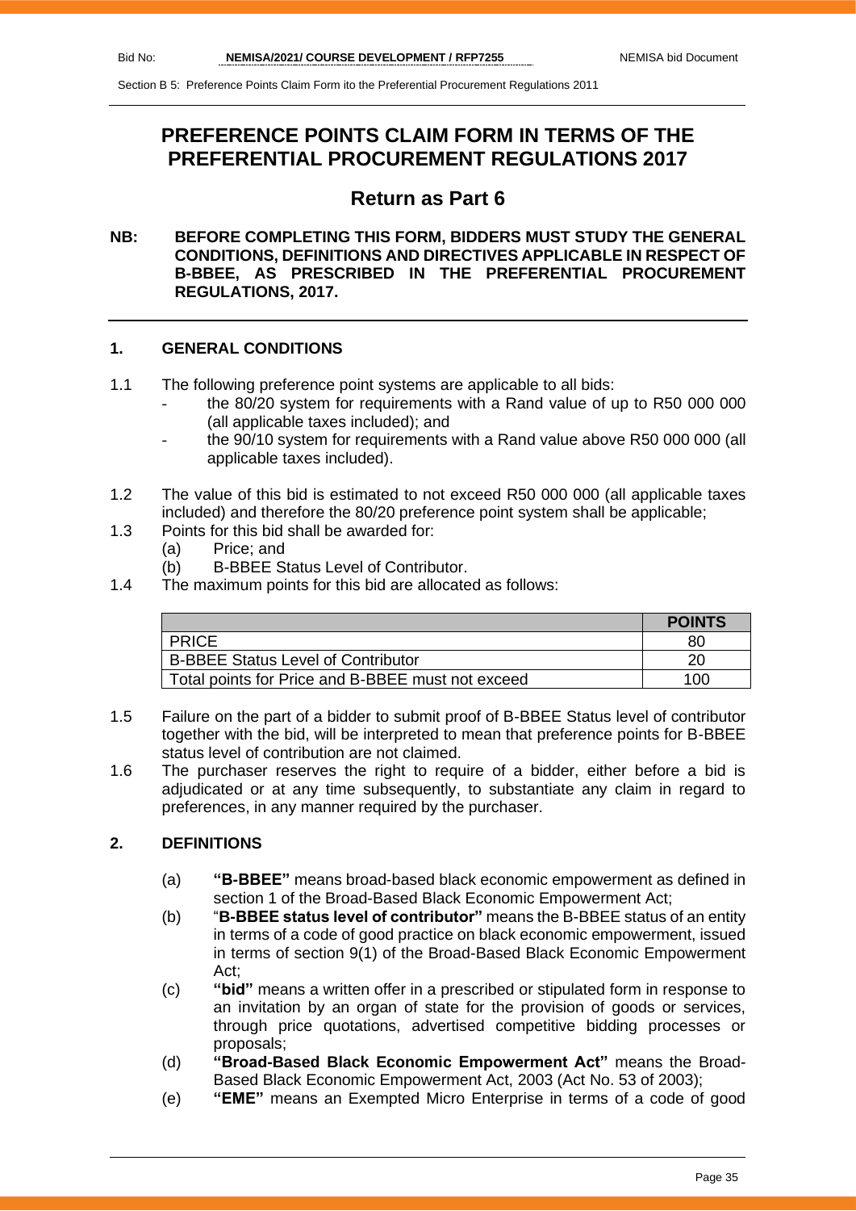# PREFERENCE POINTS CLAIM FORM IN TERMS OF THE PREFERENTIAL PROCUREMENT REGULATIONS 2017

## Return as Part 6

**NB: BEFORE COMPLETING THIS FORM, BIDDERS MUST STUDY THE GENERAL CONDITIONS, DEFINITIONS AND DIRECTIVES APPLICABLE IN RESPECT OF B-BBEE, AS PRESCRIBED IN THE PREFERENTIAL PROCUREMENT REGULATIONS, 2017.**

### 1. GENERAL CONDITIONS

1.1 The following preference point systems are applicable to all bids:
- the 80/20 system for requirements with a Rand value of up to R50 000 000 (all applicable taxes included); and
- the 90/10 system for requirements with a Rand value above R50 000 000 (all applicable taxes included).

1.2 The value of this bid is estimated to not exceed R50 000 000 (all applicable taxes included) and therefore the 80/20 preference point system shall be applicable;

1.3 Points for this bid shall be awarded for:
   (a) Price; and
   (b) B-BBEE Status Level of Contributor.

1.4 The maximum points for this bid are allocated as follows:

| | **POINTS** |
|---|---|
| PRICE | 80 |
| B-BBEE Status Level of Contributor | 20 |
| Total points for Price and B-BBEE must not exceed | 100 |

1.5 Failure on the part of a bidder to submit proof of B-BBEE Status level of contributor together with the bid, will be interpreted to mean that preference points for B-BBEE status level of contribution are not claimed.

1.6 The purchaser reserves the right to require of a bidder, either before a bid is adjudicated or at any time subsequently, to substantiate any claim in regard to preferences, in any manner required by the purchaser.

### 2. DEFINITIONS

(a) **"B-BBEE"** means broad-based black economic empowerment as defined in section 1 of the Broad-Based Black Economic Empowerment Act;

(b) "**B-BBEE status level of contributor"** means the B-BBEE status of an entity in terms of a code of good practice on black economic empowerment, issued in terms of section 9(1) of the Broad-Based Black Economic Empowerment Act;

(c) **"bid"** means a written offer in a prescribed or stipulated form in response to an invitation by an organ of state for the provision of goods or services, through price quotations, advertised competitive bidding processes or proposals;

(d) **"Broad-Based Black Economic Empowerment Act"** means the Broad-Based Black Economic Empowerment Act, 2003 (Act No. 53 of 2003);

(e) **"EME"** means an Exempted Micro Enterprise in terms of a code of good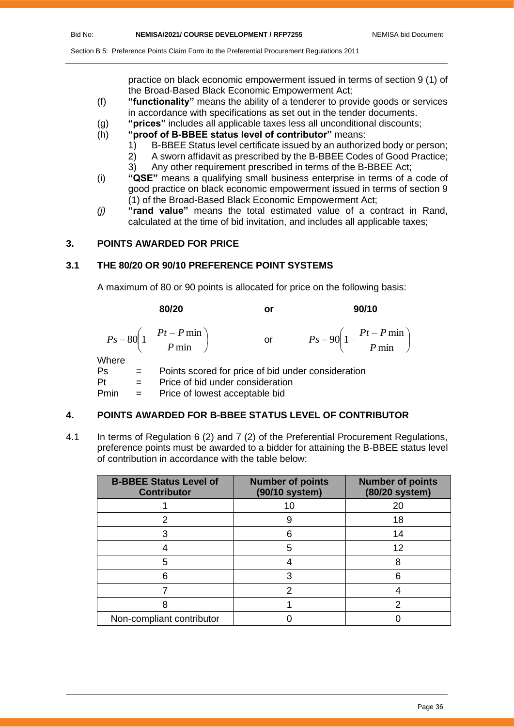practice on black economic empowerment issued in terms of section 9 (1) of the Broad-Based Black Economic Empowerment Act;

(f) **"functionality"** means the ability of a tenderer to provide goods or services in accordance with specifications as set out in the tender documents.

(g) **"prices"** includes all applicable taxes less all unconditional discounts;

(h) **"proof of B-BBEE status level of contributor"** means:
   1) B-BBEE Status level certificate issued by an authorized body or person;
   2) A sworn affidavit as prescribed by the B-BBEE Codes of Good Practice;
   3) Any other requirement prescribed in terms of the B-BBEE Act;

(i) **"QSE"** means a qualifying small business enterprise in terms of a code of good practice on black economic empowerment issued in terms of section 9 (1) of the Broad-Based Black Economic Empowerment Act;

*(j)* **"rand value"** means the total estimated value of a contract in Rand, calculated at the time of bid invitation, and includes all applicable taxes;

## 3. POINTS AWARDED FOR PRICE

### 3.1 THE 80/20 OR 90/10 PREFERENCE POINT SYSTEMS

A maximum of 80 or 90 points is allocated for price on the following basis:

**80/20** or **90/10**

$$Ps = 80\left(1 - \frac{Pt - P\min}{P\min}\right) \quad \text{or} \quad Ps = 90\left(1 - \frac{Pt - P\min}{P\min}\right)$$

Where

Ps = Points scored for price of bid under consideration

Pt = Price of bid under consideration

Pmin = Price of lowest acceptable bid

## 4. POINTS AWARDED FOR B-BBEE STATUS LEVEL OF CONTRIBUTOR

4.1 In terms of Regulation 6 (2) and 7 (2) of the Preferential Procurement Regulations, preference points must be awarded to a bidder for attaining the B-BBEE status level of contribution in accordance with the table below:

| B-BBEE Status Level of Contributor | Number of points (90/10 system) | Number of points (80/20 system) |
|---|---|---|
| 1 | 10 | 20 |
| 2 | 9 | 18 |
| 3 | 6 | 14 |
| 4 | 5 | 12 |
| 5 | 4 | 8 |
| 6 | 3 | 6 |
| 7 | 2 | 4 |
| 8 | 1 | 2 |
| Non-compliant contributor | 0 | 0 |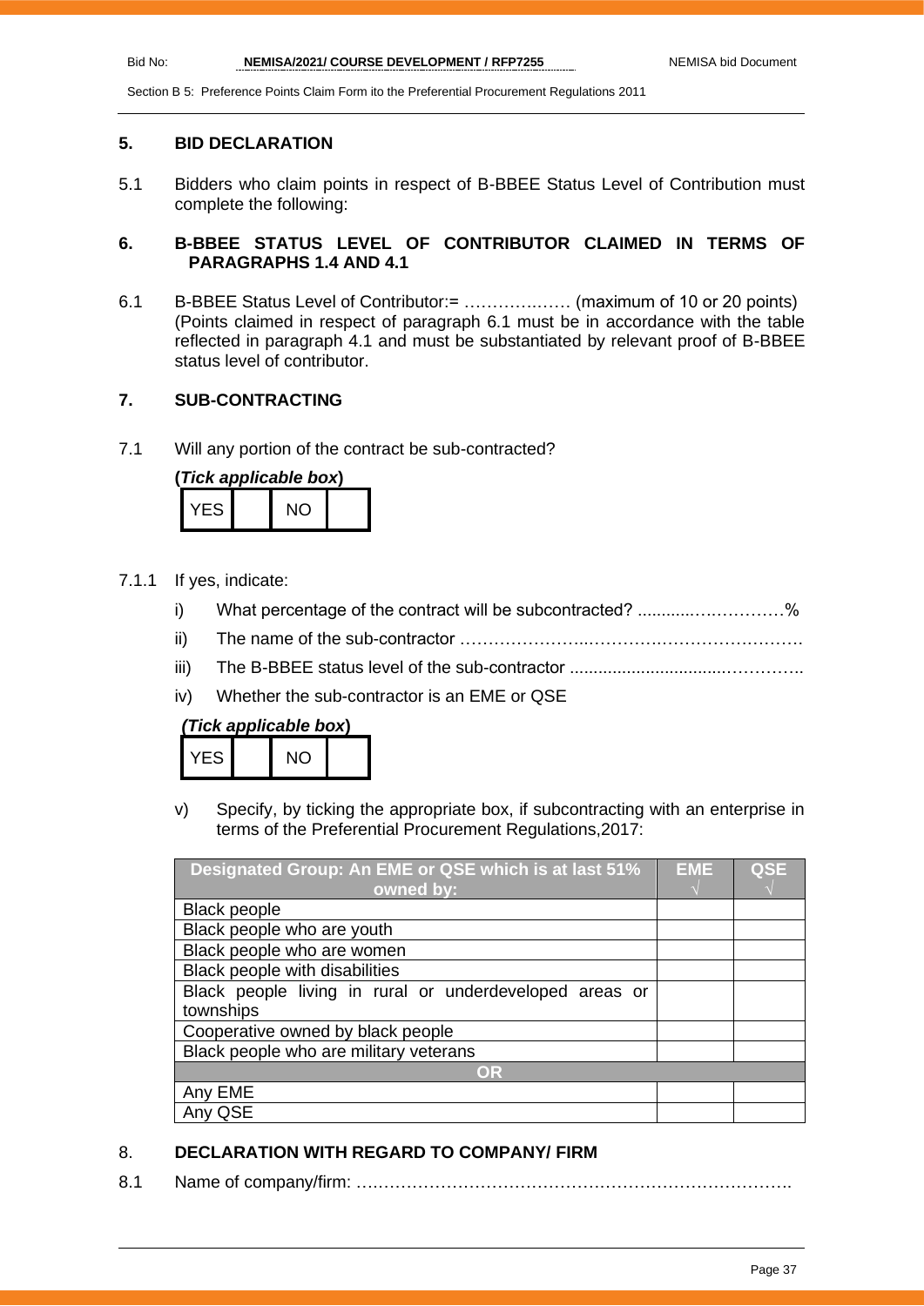## 5. BID DECLARATION

5.1 Bidders who claim points in respect of B-BBEE Status Level of Contribution must complete the following:

## 6. B-BBEE STATUS LEVEL OF CONTRIBUTOR CLAIMED IN TERMS OF PARAGRAPHS 1.4 AND 4.1

6.1 B-BBEE Status Level of Contributor:= ……………..…. (maximum of 10 or 20 points)
(Points claimed in respect of paragraph 6.1 must be in accordance with the table reflected in paragraph 4.1 and must be substantiated by relevant proof of B-BBEE status level of contributor.

## 7. SUB-CONTRACTING

7.1 Will any portion of the contract be sub-contracted?

**(*Tick applicable box*)**

| YES | | NO | |
|---|---|---|---|

7.1.1 If yes, indicate:

i) What percentage of the contract will be subcontracted? ............…………%

ii) The name of the sub-contractor …………………..………….………………….

iii) The B-BBEE status level of the sub-contractor ................................……….

iv) Whether the sub-contractor is an EME or QSE

**(*Tick applicable box*)**

| YES | | NO | |
|---|---|---|---|

v) Specify, by ticking the appropriate box, if subcontracting with an enterprise in terms of the Preferential Procurement Regulations,2017:

| Designated Group: An EME or QSE which is at last 51% owned by: | EME √ | QSE √ |
|---|---|---|
| Black people | | |
| Black people who are youth | | |
| Black people who are women | | |
| Black people with disabilities | | |
| Black people living in rural or underdeveloped areas or townships | | |
| Cooperative owned by black people | | |
| Black people who are military veterans | | |
| **OR** | | |
| Any EME | | |
| Any QSE | | |

## 8. DECLARATION WITH REGARD TO COMPANY/ FIRM

8.1 Name of company/firm: ……………………………………………………………….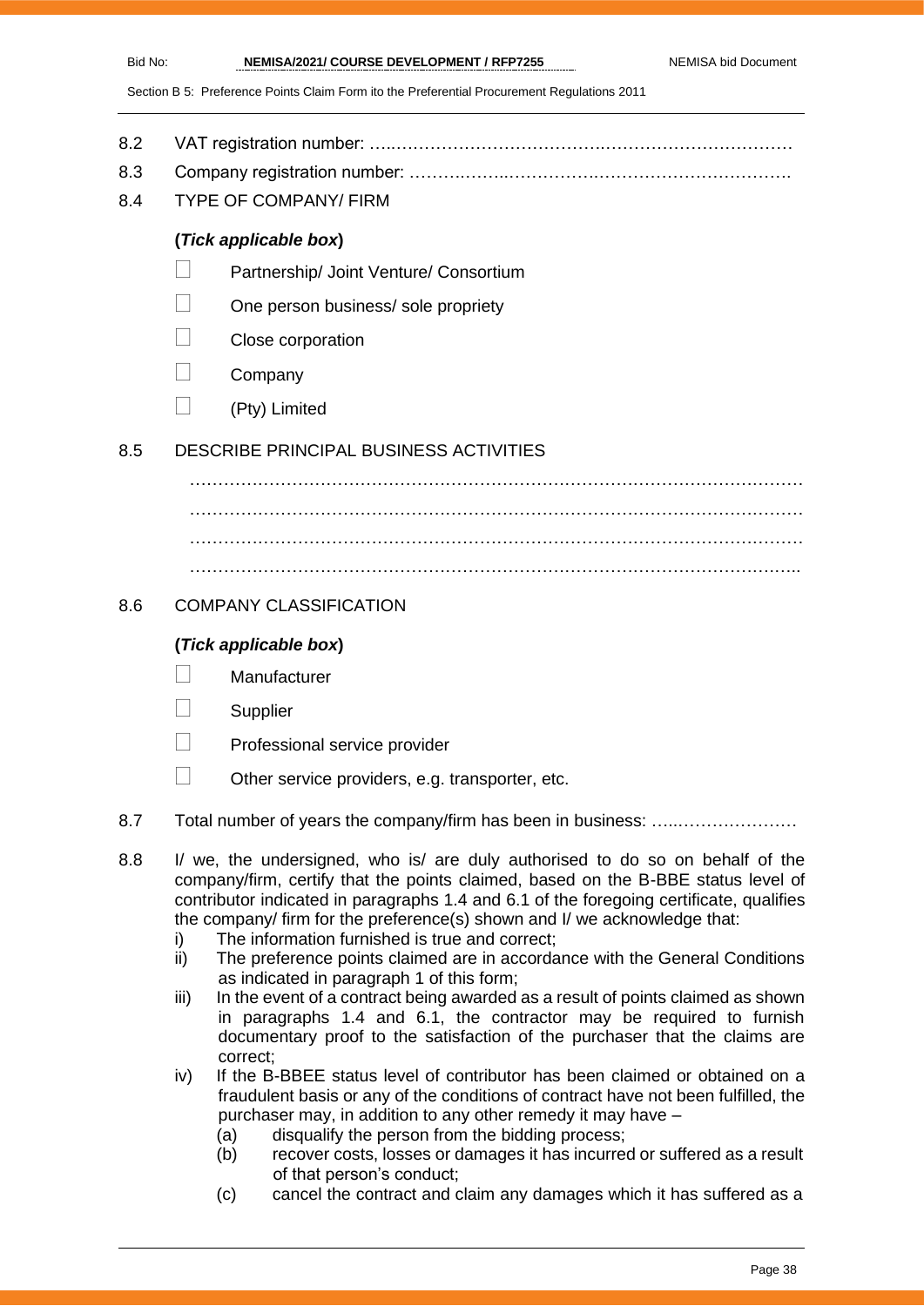8.2 VAT registration number: ……………………………………………………………………

8.3 Company registration number: ……………………………………………………………….

8.4 TYPE OF COMPANY/ FIRM

**(*Tick applicable box*)**

- ☐ Partnership/ Joint Venture/ Consortium
- ☐ One person business/ sole propriety
- ☐ Close corporation
- ☐ Company
- ☐ (Pty) Limited

8.5 DESCRIBE PRINCIPAL BUSINESS ACTIVITIES

…………………………………………………………………………………………………

…………………………………………………………………………………………………

…………………………………………………………………………………………………

………………………………………………………………………………………………..

8.6 COMPANY CLASSIFICATION

**(*Tick applicable box*)**

- ☐ Manufacturer
- ☐ Supplier
- ☐ Professional service provider
- ☐ Other service providers, e.g. transporter, etc.

8.7 Total number of years the company/firm has been in business: ……………………

8.8 I/ we, the undersigned, who is/ are duly authorised to do so on behalf of the company/firm, certify that the points claimed, based on the B-BBE status level of contributor indicated in paragraphs 1.4 and 6.1 of the foregoing certificate, qualifies the company/ firm for the preference(s) shown and I/ we acknowledge that:

i) The information furnished is true and correct;

ii) The preference points claimed are in accordance with the General Conditions as indicated in paragraph 1 of this form;

iii) In the event of a contract being awarded as a result of points claimed as shown in paragraphs 1.4 and 6.1, the contractor may be required to furnish documentary proof to the satisfaction of the purchaser that the claims are correct;

iv) If the B-BBEE status level of contributor has been claimed or obtained on a fraudulent basis or any of the conditions of contract have not been fulfilled, the purchaser may, in addition to any other remedy it may have –

(a) disqualify the person from the bidding process;

(b) recover costs, losses or damages it has incurred or suffered as a result of that person's conduct;

(c) cancel the contract and claim any damages which it has suffered as a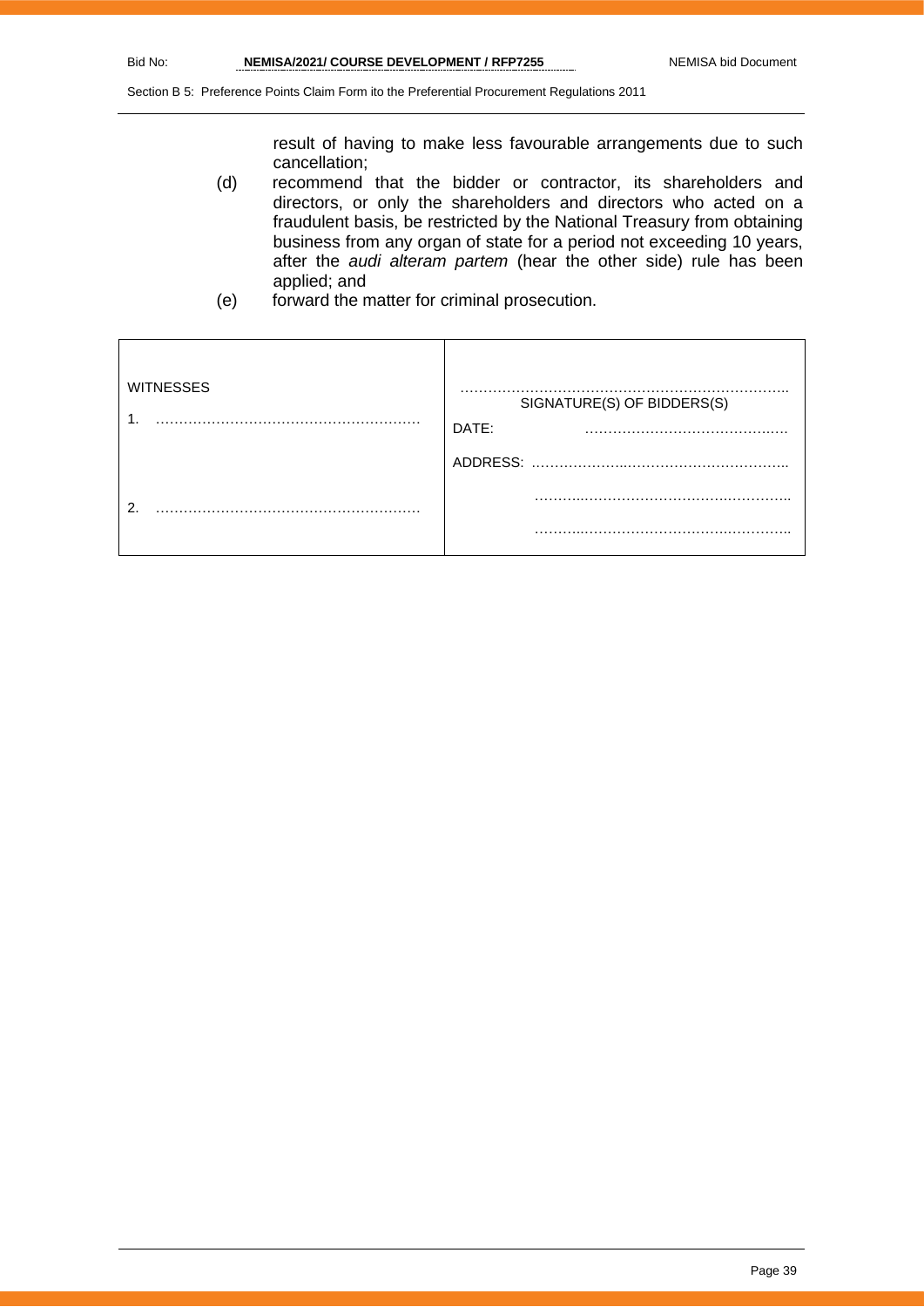result of having to make less favourable arrangements due to such cancellation;

(d) recommend that the bidder or contractor, its shareholders and directors, or only the shareholders and directors who acted on a fraudulent basis, be restricted by the National Treasury from obtaining business from any organ of state for a period not exceeding 10 years, after the *audi alteram partem* (hear the other side) rule has been applied; and

(e) forward the matter for criminal prosecution.

| WITNESSES | …………………………………………………………….. SIGNATURE(S) OF BIDDERS(S) |
|---|---|
| 1. ………………………………………………… | DATE: …………………………………….…. |
| | ADDRESS: ………………..………………………….. |
| 2. ………………………………………………… | ……….………………………….………….. |
| | ……….………………………….………….. |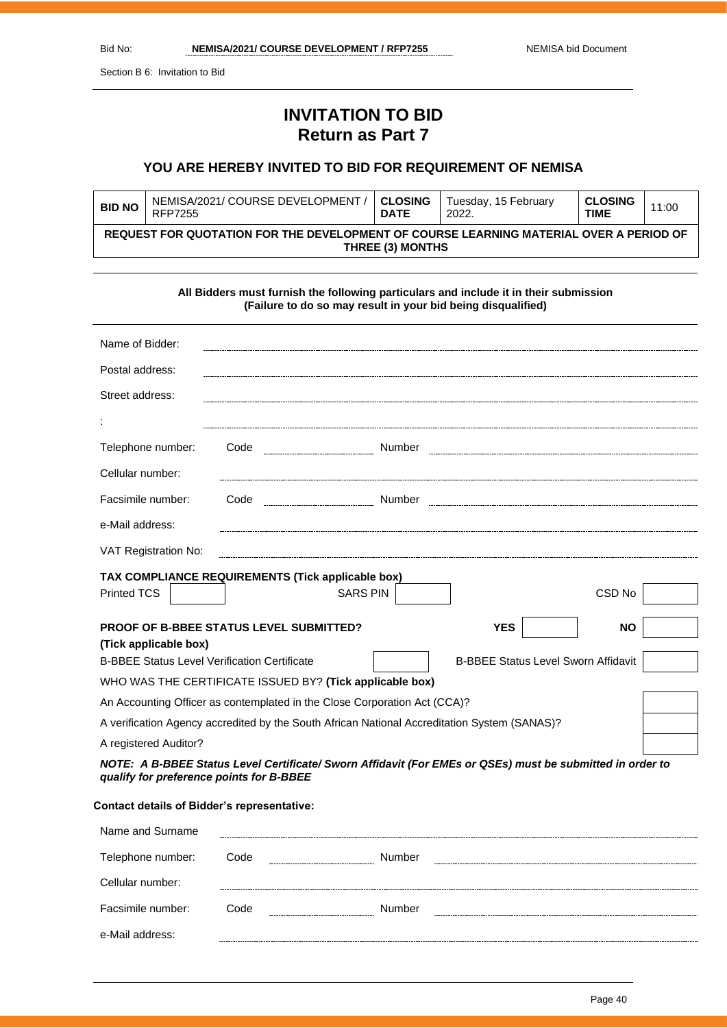Section B 6: Invitation to Bid

# INVITATION TO BID
## Return as Part 7

### YOU ARE HEREBY INVITED TO BID FOR REQUIREMENT OF NEMISA

| **BID NO** | NEMISA/2021/ COURSE DEVELOPMENT / RFP7255 | **CLOSING DATE** | Tuesday, 15 February 2022. | **CLOSING TIME** | 11:00 |
|---|---|---|---|---|---|
| **REQUEST FOR QUOTATION FOR THE DEVELOPMENT OF COURSE LEARNING MATERIAL OVER A PERIOD OF THREE (3) MONTHS** | | | | | |

**All Bidders must furnish the following particulars and include it in their submission (Failure to do so may result in your bid being disqualified)**

Name of Bidder: ........................................

Postal address: ........................................

Street address: ........................................

: ........................................

Telephone number: Code .................... Number ....................

Cellular number: ........................................

Facsimile number: Code .................... Number ....................

e-Mail address: ........................................

VAT Registration No: ........................................

**TAX COMPLIANCE REQUIREMENTS (Tick applicable box)**

| Printed TCS | | SARS PIN | | CSD No | |
|---|---|---|---|---|---|

| **PROOF OF B-BBEE STATUS LEVEL SUBMITTED? (Tick applicable box)** | **YES** | | **NO** | |
|---|---|---|---|---|
| B-BBEE Status Level Verification Certificate | | B-BBEE Status Level Sworn Affidavit | | |

WHO WAS THE CERTIFICATE ISSUED BY? **(Tick applicable box)**

| | |
|---|---|
| An Accounting Officer as contemplated in the Close Corporation Act (CCA)? | |
| A verification Agency accredited by the South African National Accreditation System (SANAS)? | |
| A registered Auditor? | |

***NOTE: A B-BBEE Status Level Certificate/ Sworn Affidavit (For EMEs or QSEs) must be submitted in order to qualify for preference points for B-BBEE***

**Contact details of Bidder's representative:**

Name and Surname ........................................

Telephone number: Code .................... Number ....................

Cellular number: ........................................

Facsimile number: Code .................... Number ....................

e-Mail address: ........................................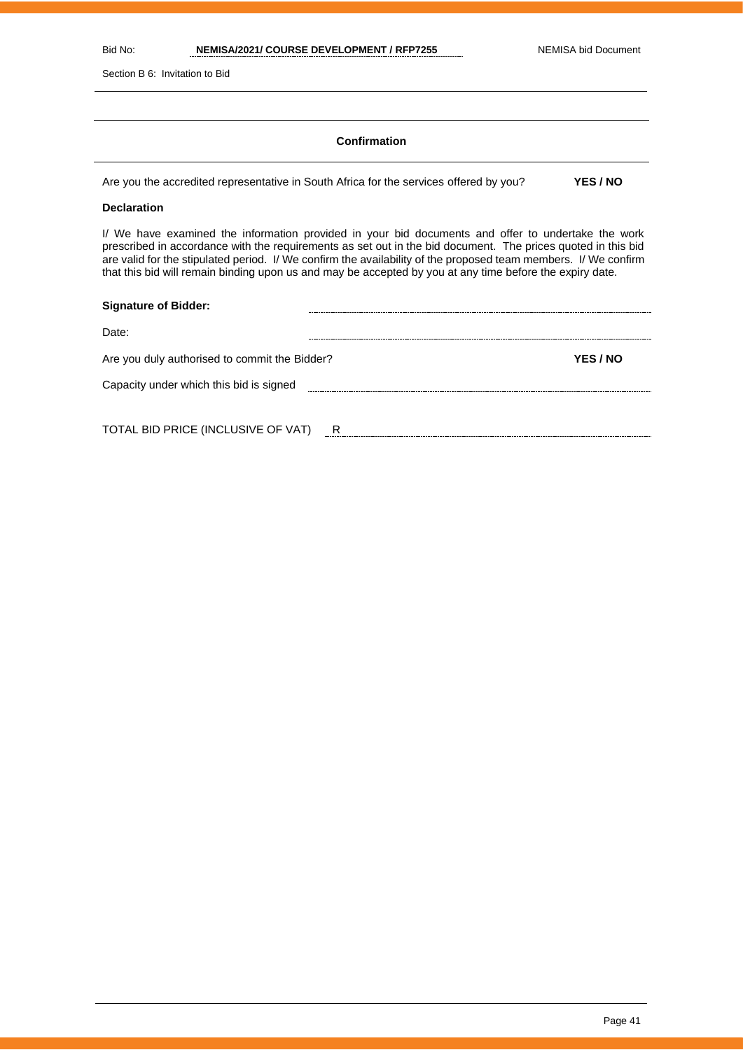**Confirmation**

Are you the accredited representative in South Africa for the services offered by you? **YES / NO**

**Declaration**

I/ We have examined the information provided in your bid documents and offer to undertake the work prescribed in accordance with the requirements as set out in the bid document. The prices quoted in this bid are valid for the stipulated period. I/ We confirm the availability of the proposed team members. I/ We confirm that this bid will remain binding upon us and may be accepted by you at any time before the expiry date.

**Signature of Bidder:** ........................................................................

Date: ........................................................................

Are you duly authorised to commit the Bidder? **YES / NO**

Capacity under which this bid is signed ........................................................................

TOTAL BID PRICE (INCLUSIVE OF VAT) R ........................................................................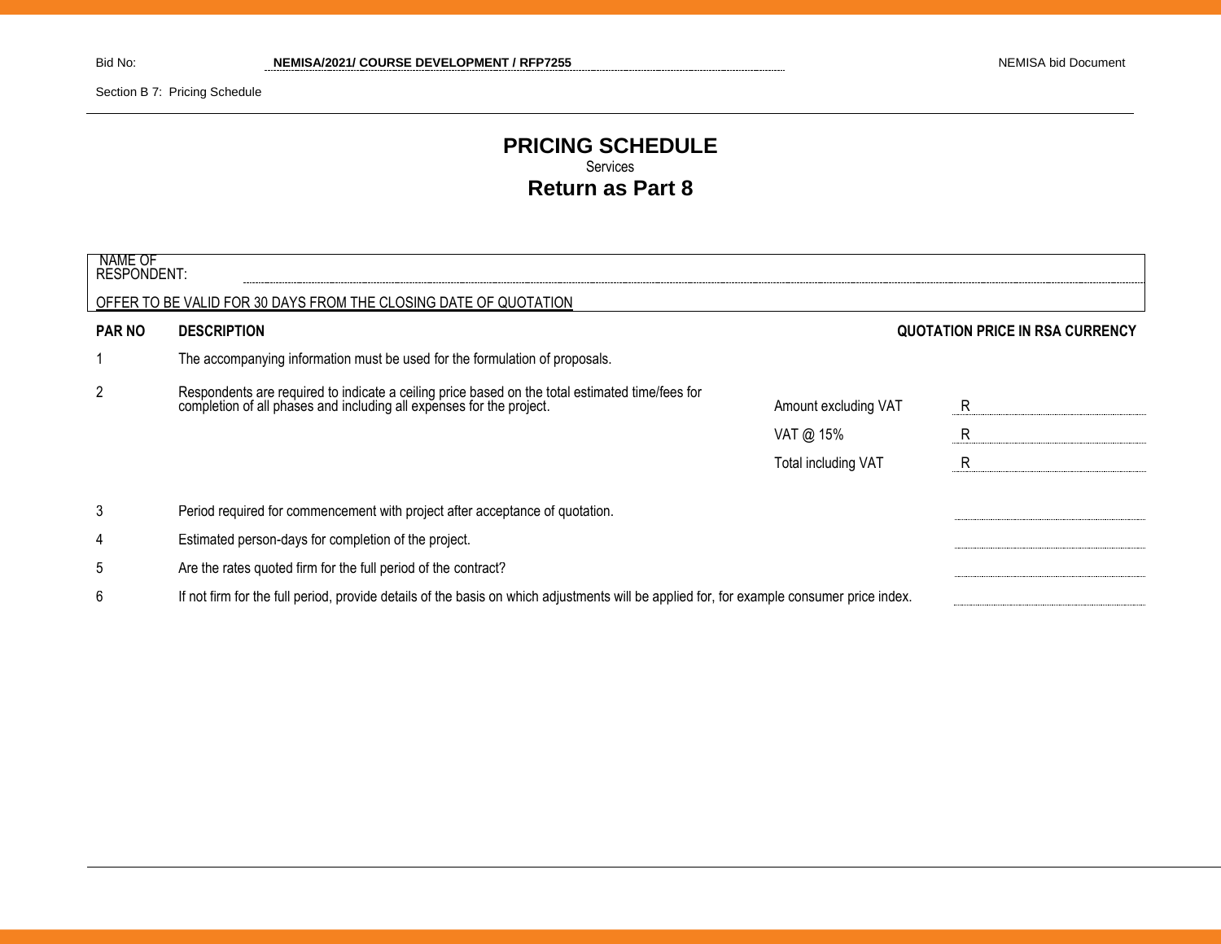Bid No: **NEMISA/2021/ COURSE DEVELOPMENT / RFP7255**

Section B 7: Pricing Schedule

# PRICING SCHEDULE

Services

## Return as Part 8

NAME OF RESPONDENT: ..........................................................................

OFFER TO BE VALID FOR 30 DAYS FROM THE CLOSING DATE OF QUOTATION

| PAR NO | DESCRIPTION | | QUOTATION PRICE IN RSA CURRENCY |
|---|---|---|---|
| 1 | The accompanying information must be used for the formulation of proposals. | | |
| 2 | Respondents are required to indicate a ceiling price based on the total estimated time/fees for completion of all phases and including all expenses for the project. | Amount excluding VAT | R |
| | | VAT @ 15% | R |
| | | Total including VAT | R |
| 3 | Period required for commencement with project after acceptance of quotation. | | |
| 4 | Estimated person-days for completion of the project. | | |
| 5 | Are the rates quoted firm for the full period of the contract? | | |
| 6 | If not firm for the full period, provide details of the basis on which adjustments will be applied for, for example consumer price index. | | |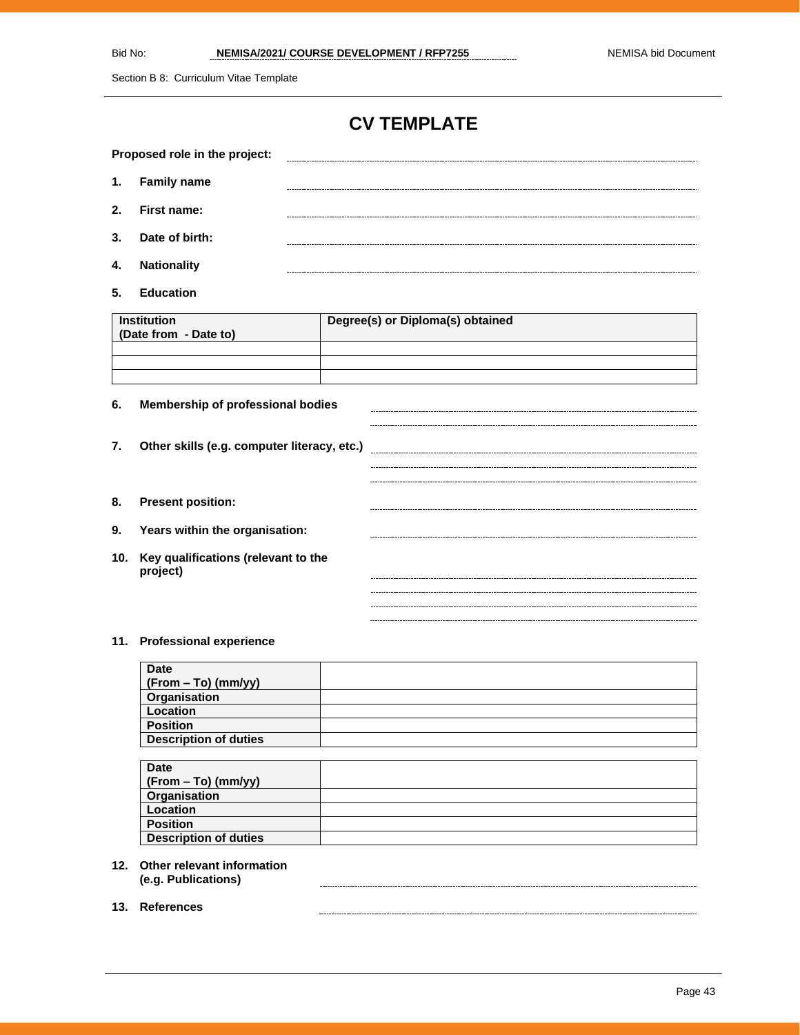Section B 8: Curriculum Vitae Template

# CV TEMPLATE

**Proposed role in the project:** ..........................................

**1. Family name** ..........................................

**2. First name:** ..........................................

**3. Date of birth:** ..........................................

**4. Nationality** ..........................................

**5. Education**

| Institution<br>(Date from - Date to) | Degree(s) or Diploma(s) obtained |
|---|---|
| | |
| | |
| | |

**6. Membership of professional bodies** ..........................................

..........................................

**7. Other skills (e.g. computer literacy, etc.)** ..........................................

..........................................

..........................................

**8. Present position:** ..........................................

**9. Years within the organisation:** ..........................................

**10. Key qualifications (relevant to the project)**

..........................................

..........................................

..........................................

..........................................

**11. Professional experience**

| | |
|---|---|
| **Date (From – To) (mm/yy)** | |
| **Organisation** | |
| **Location** | |
| **Position** | |
| **Description of duties** | |

| | |
|---|---|
| **Date (From – To) (mm/yy)** | |
| **Organisation** | |
| **Location** | |
| **Position** | |
| **Description of duties** | |

**12. Other relevant information (e.g. Publications)** ..........................................

**13. References** ..........................................